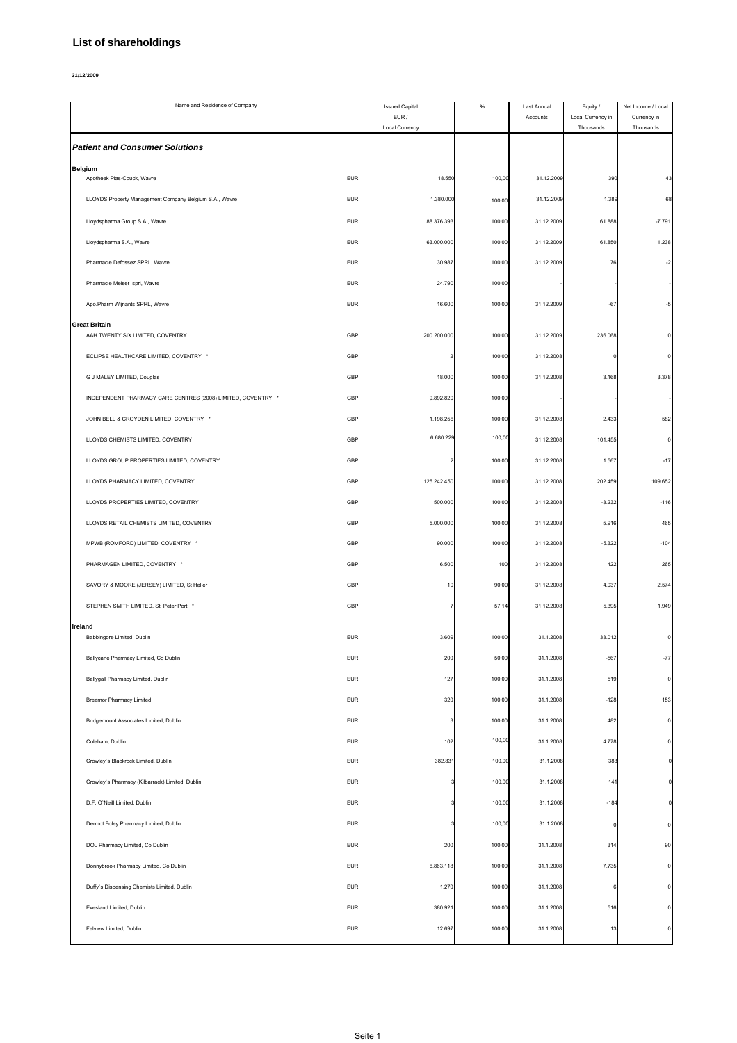# List of shareholdings

**31/12/2009**

| Name and Residence of Company | Issued Capital EUR / Local Currency | | % | Last Annual Accounts | Equity / Local Currency in Thousands | Net Income / Local Currency in Thousands |
|---|---|---|---|---|---|---|
| ***Patient and Consumer Solutions*** | | | | | | |
| **Belgium** | | | | | | |
| Apotheek Plas-Couck, Wavre | EUR | 18.550 | 100,00 | 31.12.2009 | 390 | 43 |
| LLOYDS Property Management Company Belgium S.A., Wavre | EUR | 1.380.000 | 100,00 | 31.12.2009 | 1.389 | 68 |
| Lloydspharma Group S.A., Wavre | EUR | 88.376.393 | 100,00 | 31.12.2009 | 61.888 | -7.791 |
| Lloydspharma S.A., Wavre | EUR | 63.000.000 | 100,00 | 31.12.2009 | 61.850 | 1.238 |
| Pharmacie Defossez SPRL, Wavre | EUR | 30.987 | 100,00 | 31.12.2009 | 76 | -2 |
| Pharmacie Meiser sprl, Wavre | EUR | 24.790 | 100,00 | - | - | - |
| Apo.Pharm Wijnants SPRL, Wavre | EUR | 16.600 | 100,00 | 31.12.2009 | -67 | -5 |
| **Great Britain** | | | | | | |
| AAH TWENTY SIX LIMITED, COVENTRY | GBP | 200.200.000 | 100,00 | 31.12.2009 | 236.068 | 0 |
| ECLIPSE HEALTHCARE LIMITED, COVENTRY * | GBP | 2 | 100,00 | 31.12.2008 | 0 | 0 |
| G J MALEY LIMITED, Douglas | GBP | 18.000 | 100,00 | 31.12.2008 | 3.168 | 3.378 |
| INDEPENDENT PHARMACY CARE CENTRES (2008) LIMITED, COVENTRY * | GBP | 9.892.820 | 100,00 | - | - | - |
| JOHN BELL & CROYDEN LIMITED, COVENTRY * | GBP | 1.198.256 | 100,00 | 31.12.2008 | 2.433 | 582 |
| LLOYDS CHEMISTS LIMITED, COVENTRY | GBP | 6.680.229 | 100,00 | 31.12.2008 | 101.455 | 0 |
| LLOYDS GROUP PROPERTIES LIMITED, COVENTRY | GBP | 2 | 100,00 | 31.12.2008 | 1.567 | -17 |
| LLOYDS PHARMACY LIMITED, COVENTRY | GBP | 125.242.450 | 100,00 | 31.12.2008 | 202.459 | 109.652 |
| LLOYDS PROPERTIES LIMITED, COVENTRY | GBP | 500.000 | 100,00 | 31.12.2008 | -3.232 | -116 |
| LLOYDS RETAIL CHEMISTS LIMITED, COVENTRY | GBP | 5.000.000 | 100,00 | 31.12.2008 | 5.916 | 465 |
| MPWB (ROMFORD) LIMITED, COVENTRY * | GBP | 90.000 | 100,00 | 31.12.2008 | -5.322 | -104 |
| PHARMAGEN LIMITED, COVENTRY * | GBP | 6.500 | 100 | 31.12.2008 | 422 | 265 |
| SAVORY & MOORE (JERSEY) LIMITED, St Helier | GBP | 10 | 90,00 | 31.12.2008 | 4.037 | 2.574 |
| STEPHEN SMITH LIMITED, St. Peter Port * | GBP | 7 | 57,14 | 31.12.2008 | 5.395 | 1.949 |
| **Ireland** | | | | | | |
| Babbingore Limited, Dublin | EUR | 3.609 | 100,00 | 31.1.2008 | 33.012 | 0 |
| Ballycane Pharmacy Limited, Co Dublin | EUR | 200 | 50,00 | 31.1.2008 | -567 | -77 |
| Ballygall Pharmacy Limited, Dublin | EUR | 127 | 100,00 | 31.1.2008 | 519 | 0 |
| Breamor Pharmacy Limited | EUR | 320 | 100,00 | 31.1.2008 | -128 | 153 |
| Bridgemount Associates Limited, Dublin | EUR | 3 | 100,00 | 31.1.2008 | 482 | 0 |
| Coleham, Dublin | EUR | 102 | 100,00 | 31.1.2008 | 4.778 | 0 |
| Crowley´s Blackrock Limited, Dublin | EUR | 382.831 | 100,00 | 31.1.2008 | 383 | 0 |
| Crowley´s Pharmacy (Kilbarrack) Limited, Dublin | EUR | 3 | 100,00 | 31.1.2008 | 141 | 0 |
| D.F. O´Neill Limited, Dublin | EUR | 3 | 100,00 | 31.1.2008 | -184 | 0 |
| Dermot Foley Pharmacy Limited, Dublin | EUR | 3 | 100,00 | 31.1.2008 | 0 | 0 |
| DOL Pharmacy Limited, Co Dublin | EUR | 200 | 100,00 | 31.1.2008 | 314 | 90 |
| Donnybrook Pharmacy Limited, Co Dublin | EUR | 6.863.118 | 100,00 | 31.1.2008 | 7.735 | 0 |
| Duffy´s Dispensing Chemists Limited, Dublin | EUR | 1.270 | 100,00 | 31.1.2008 | 6 | 0 |
| Evesland Limited, Dublin | EUR | 380.921 | 100,00 | 31.1.2008 | 516 | 0 |
| Felview Limited, Dublin | EUR | 12.697 | 100,00 | 31.1.2008 | 13 | 0 |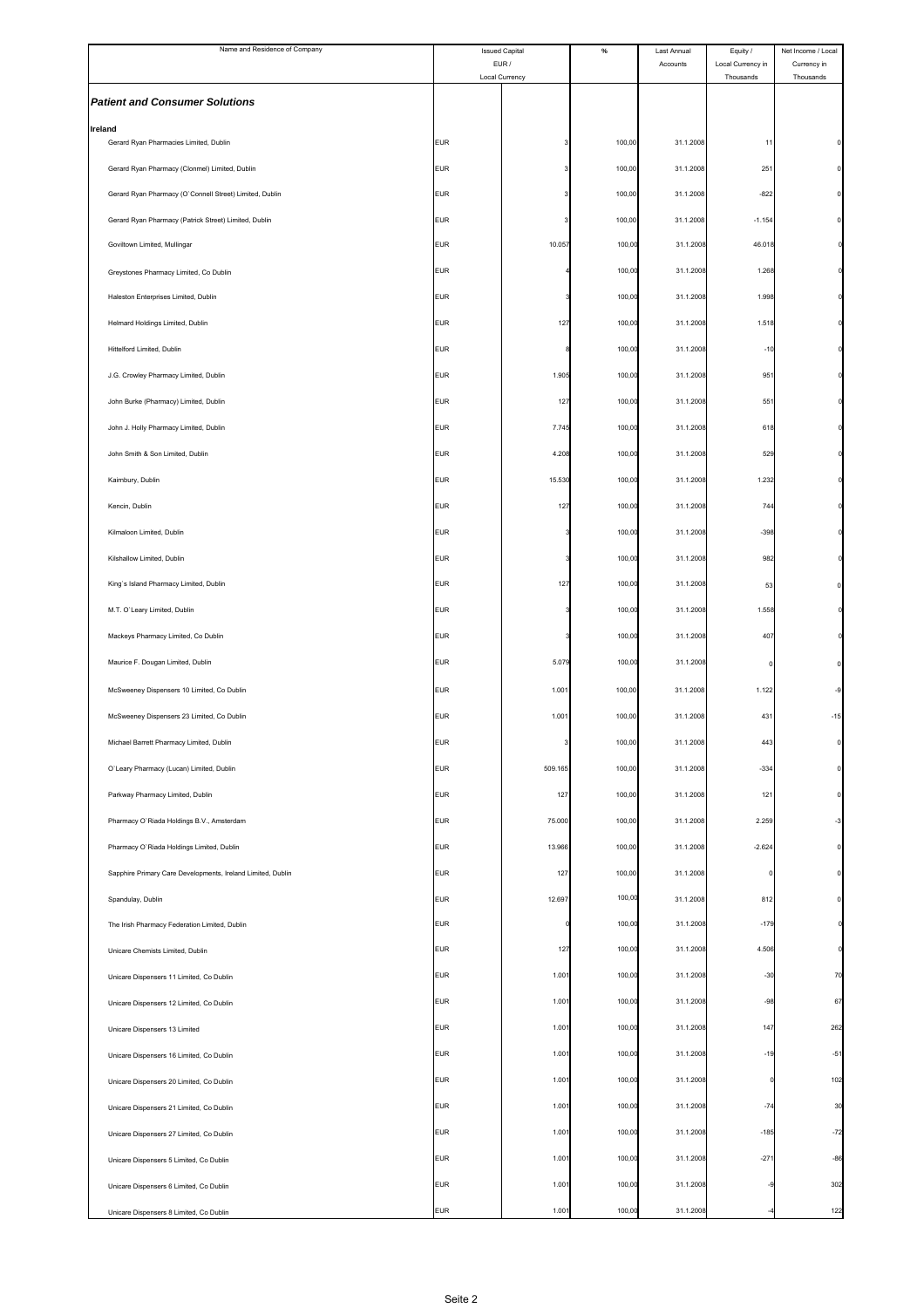| Name and Residence of Company | Issued Capital EUR / Local Currency | | % | Last Annual Accounts | Equity / Local Currency in Thousands | Net Income / Local Currency in Thousands |
|---|---|---|---|---|---|---|
| ***Patient and Consumer Solutions*** | | | | | | |
| **Ireland** | | | | | | |
| Gerard Ryan Pharmacies Limited, Dublin | EUR | 3 | 100,00 | 31.1.2008 | 11 | 0 |
| Gerard Ryan Pharmacy (Clonmel) Limited, Dublin | EUR | 3 | 100,00 | 31.1.2008 | 251 | 0 |
| Gerard Ryan Pharmacy (O´Connell Street) Limited, Dublin | EUR | 3 | 100,00 | 31.1.2008 | -822 | 0 |
| Gerard Ryan Pharmacy (Patrick Street) Limited, Dublin | EUR | 3 | 100,00 | 31.1.2008 | -1.154 | 0 |
| Goviltown Limited, Mullingar | EUR | 10.057 | 100,00 | 31.1.2008 | 46.018 | 0 |
| Greystones Pharmacy Limited, Co Dublin | EUR | 4 | 100,00 | 31.1.2008 | 1.268 | 0 |
| Haleston Enterprises Limited, Dublin | EUR | 3 | 100,00 | 31.1.2008 | 1.998 | 0 |
| Helmard Holdings Limited, Dublin | EUR | 127 | 100,00 | 31.1.2008 | 1.518 | 0 |
| Hittelford Limited, Dublin | EUR | 8 | 100,00 | 31.1.2008 | -10 | 0 |
| J.G. Crowley Pharmacy Limited, Dublin | EUR | 1.905 | 100,00 | 31.1.2008 | 951 | 0 |
| John Burke (Pharmacy) Limited, Dublin | EUR | 127 | 100,00 | 31.1.2008 | 551 | 0 |
| John J. Holly Pharmacy Limited, Dublin | EUR | 7.745 | 100,00 | 31.1.2008 | 618 | 0 |
| John Smith & Son Limited, Dublin | EUR | 4.208 | 100,00 | 31.1.2008 | 529 | 0 |
| Kaimbury, Dublin | EUR | 15.530 | 100,00 | 31.1.2008 | 1.232 | 0 |
| Kencin, Dublin | EUR | 127 | 100,00 | 31.1.2008 | 744 | 0 |
| Kilmaloon Limited, Dublin | EUR | 3 | 100,00 | 31.1.2008 | -398 | 0 |
| Kilshallow Limited, Dublin | EUR | 3 | 100,00 | 31.1.2008 | 982 | 0 |
| King´s Island Pharmacy Limited, Dublin | EUR | 127 | 100,00 | 31.1.2008 | 53 | 0 |
| M.T. O´Leary Limited, Dublin | EUR | 3 | 100,00 | 31.1.2008 | 1.558 | 0 |
| Mackeys Pharmacy Limited, Co Dublin | EUR | 3 | 100,00 | 31.1.2008 | 407 | 0 |
| Maurice F. Dougan Limited, Dublin | EUR | 5.079 | 100,00 | 31.1.2008 | 0 | 0 |
| McSweeney Dispensers 10 Limited, Co Dublin | EUR | 1.001 | 100,00 | 31.1.2008 | 1.122 | -9 |
| McSweeney Dispensers 23 Limited, Co Dublin | EUR | 1.001 | 100,00 | 31.1.2008 | 431 | -15 |
| Michael Barrett Pharmacy Limited, Dublin | EUR | 3 | 100,00 | 31.1.2008 | 443 | 0 |
| O´Leary Pharmacy (Lucan) Limited, Dublin | EUR | 509.185 | 100,00 | 31.1.2008 | -334 | 0 |
| Parkway Pharmacy Limited, Dublin | EUR | 127 | 100,00 | 31.1.2008 | 121 | 0 |
| Pharmacy O´Riada Holdings B.V., Amsterdam | EUR | 75.000 | 100,00 | 31.1.2008 | 2.259 | -3 |
| Pharmacy O´Riada Holdings Limited, Dublin | EUR | 13.966 | 100,00 | 31.1.2008 | -2.624 | 0 |
| Sapphire Primary Care Developments, Ireland Limited, Dublin | EUR | 127 | 100,00 | 31.1.2008 | 0 | 0 |
| Spandulay, Dublin | EUR | 12.697 | 100,00 | 31.1.2008 | 812 | 0 |
| The Irish Pharmacy Federation Limited, Dublin | EUR | 0 | 100,00 | 31.1.2008 | -179 | 0 |
| Unicare Chemists Limited, Dublin | EUR | 127 | 100,00 | 31.1.2008 | 4.506 | 0 |
| Unicare Dispensers 11 Limited, Co Dublin | EUR | 1.001 | 100,00 | 31.1.2008 | -30 | 70 |
| Unicare Dispensers 12 Limited, Co Dublin | EUR | 1.001 | 100,00 | 31.1.2008 | -98 | 67 |
| Unicare Dispensers 13 Limited | EUR | 1.001 | 100,00 | 31.1.2008 | 147 | 262 |
| Unicare Dispensers 16 Limited, Co Dublin | EUR | 1.001 | 100,00 | 31.1.2008 | -19 | -51 |
| Unicare Dispensers 20 Limited, Co Dublin | EUR | 1.001 | 100,00 | 31.1.2008 | 0 | 102 |
| Unicare Dispensers 21 Limited, Co Dublin | EUR | 1.001 | 100,00 | 31.1.2008 | -74 | 30 |
| Unicare Dispensers 27 Limited, Co Dublin | EUR | 1.001 | 100,00 | 31.1.2008 | -185 | -72 |
| Unicare Dispensers 5 Limited, Co Dublin | EUR | 1.001 | 100,00 | 31.1.2008 | -271 | -86 |
| Unicare Dispensers 6 Limited, Co Dublin | EUR | 1.001 | 100,00 | 31.1.2008 | -9 | 302 |
| Unicare Dispensers 8 Limited, Co Dublin | EUR | 1.001 | 100,00 | 31.1.2008 | -4 | 122 |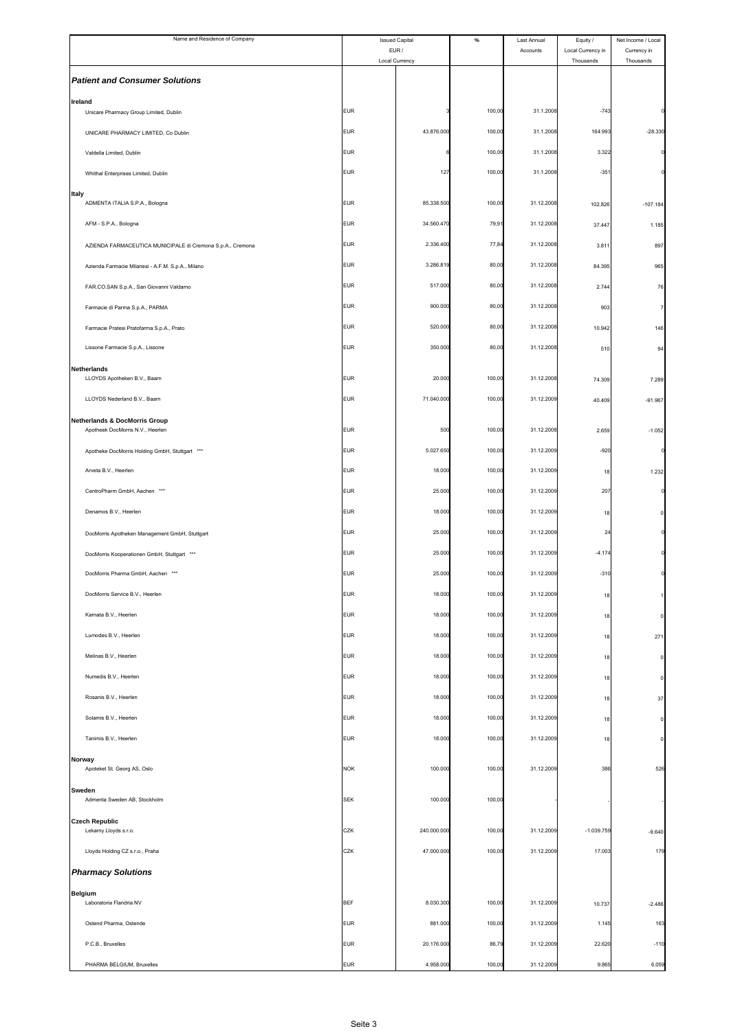| Name and Residence of Company | Issued Capital EUR / Local Currency | | % | Last Annual Accounts | Equity / Local Currency in Thousands | Net Income / Local Currency in Thousands |
|---|---|---|---|---|---|---|
| ***Patient and Consumer Solutions*** | | | | | | |
| **Ireland** | | | | | | |
| Unicare Pharmacy Group Limited, Dublin | EUR | 3 | 100,00 | 31.1.2008 | -743 | 0 |
| UNICARE PHARMACY LIMITED, Co Dublin | EUR | 43.876.000 | 100,00 | 31.1.2008 | 164.993 | -28.330 |
| Valdella Limited, Dublin | EUR | 6 | 100,00 | 31.1.2008 | 3.322 | 0 |
| Whithal Enterprises Limited, Dublin | EUR | 127 | 100,00 | 31.1.2008 | -351 | 0 |
| **Italy** | | | | | | |
| ADMENTA ITALIA S.P.A., Bologna | EUR | 85.338.500 | 100,00 | 31.12.2008 | 102.826 | -107.184 |
| AFM - S.P.A., Bologna | EUR | 34.560.470 | 79,91 | 31.12.2008 | 37.447 | 1.185 |
| AZIENDA FARMACEUTICA MUNICIPALE di Cremona S.p.A., Cremona | EUR | 2.336.400 | 77,84 | 31.12.2008 | 3.811 | 897 |
| Azienda Farmacie Milanesi - A.F.M. S.p.A., Milano | EUR | 3.286.819 | 80,00 | 31.12.2008 | 84.395 | 965 |
| FAR.CO.SAN S.p.A., San Giovanni Valdarno | EUR | 517.000 | 80,00 | 31.12.2008 | 2.744 | 76 |
| Farmacie di Parma S.p.A., PARMA | EUR | 900.000 | 80,00 | 31.12.2008 | 903 | 7 |
| Farmacie Pratesi Pratofarma S.p.A., Prato | EUR | 520.000 | 80,00 | 31.12.2008 | 10.942 | 146 |
| Lissone Farmacie S.p.A., Lissone | EUR | 350.000 | 80,00 | 31.12.2008 | 510 | 94 |
| **Netherlands** | | | | | | |
| LLOYDS Apotheken B.V., Baarn | EUR | 20.000 | 100,00 | 31.12.2008 | 74.309 | 7.289 |
| LLOYDS Nederland B.V., Baarn | EUR | 71.040.000 | 100,00 | 31.12.2009 | 40.409 | -91.967 |
| **Netherlands & DocMorris Group** | | | | | | |
| Apotheek DocMorris N.V., Heerlen | EUR | 500 | 100,00 | 31.12.2008 | 2.659 | -1.052 |
| Apotheke DocMorris Holding GmbH, Stuttgart *** | EUR | 5.027.650 | 100,00 | 31.12.2009 | -920 | 0 |
| Arveta B.V., Heerlen | EUR | 18.000 | 100,00 | 31.12.2009 | 18 | 1.232 |
| CentroPharm GmbH, Aachen *** | EUR | 25.000 | 100,00 | 31.12.2009 | 207 | 0 |
| Denamos B.V., Heerlen | EUR | 18.000 | 100,00 | 31.12.2009 | 18 | 0 |
| DocMorris Apotheken Management GmbH, Stuttgart | EUR | 25.000 | 100,00 | 31.12.2009 | 24 | 0 |
| DocMorris Kooperationen GmbH, Stuttgart *** | EUR | 25.000 | 100,00 | 31.12.2009 | -4.174 | 0 |
| DocMorris Pharma GmbH, Aachen *** | EUR | 25.000 | 100,00 | 31.12.2009 | -310 | 0 |
| DocMorris Service B.V., Heerlen | EUR | 18.000 | 100,00 | 31.12.2009 | 18 | 1 |
| Karnata B.V., Heerlen | EUR | 18.000 | 100,00 | 31.12.2009 | 18 | 0 |
| Lumodes B.V., Heerlen | EUR | 18.000 | 100,00 | 31.12.2009 | 18 | 271 |
| Melinas B.V., Heerlen | EUR | 18.000 | 100,00 | 31.12.2009 | 18 | 0 |
| Numedis B.V., Heerlen | EUR | 18.000 | 100,00 | 31.12.2009 | 18 | 0 |
| Rosanis B.V., Heerlen | EUR | 18.000 | 100,00 | 31.12.2009 | 18 | 37 |
| Solamis B.V., Heerlen | EUR | 18.000 | 100,00 | 31.12.2009 | 18 | 0 |
| Tanimis B.V., Heerlen | EUR | 18.000 | 100,00 | 31.12.2009 | 18 | 0 |
| **Norway** | | | | | | |
| Apoteket St. Georg AS, Oslo | NOK | 100.000 | 100,00 | 31.12.2009 | 386 | 526 |
| **Sweden** | | | | | | |
| Admenta Sweden AB, Stockholm | SEK | 100.000 | 100,00 | - | - | - |
| **Czech Republic** | | | | | | |
| Lekarny Lloyds s.r.o. | CZK | 240.000.000 | 100,00 | 31.12.2009 | -1.039.759 | -9.640 |
| Lloyds Holding CZ s.r.o., Praha | CZK | 47.000.000 | 100,00 | 31.12.2009 | 17.003 | 179 |
| ***Pharmacy Solutions*** | | | | | | |
| **Belgium** | | | | | | |
| Laboratoria Flandria NV | BEF | 8.030.300 | 100,00 | 31.12.2009 | 10.737 | -2.486 |
| Ostend Pharma, Ostende | EUR | 881.000 | 100,00 | 31.12.2009 | 1.145 | 163 |
| P.C.B., Bruxelles | EUR | 20.176.000 | 86,79 | 31.12.2009 | 22.620 | -110 |
| PHARMA BELGIUM, Bruxelles | EUR | 4.958.000 | 100,00 | 31.12.2009 | 9.865 | 6.059 |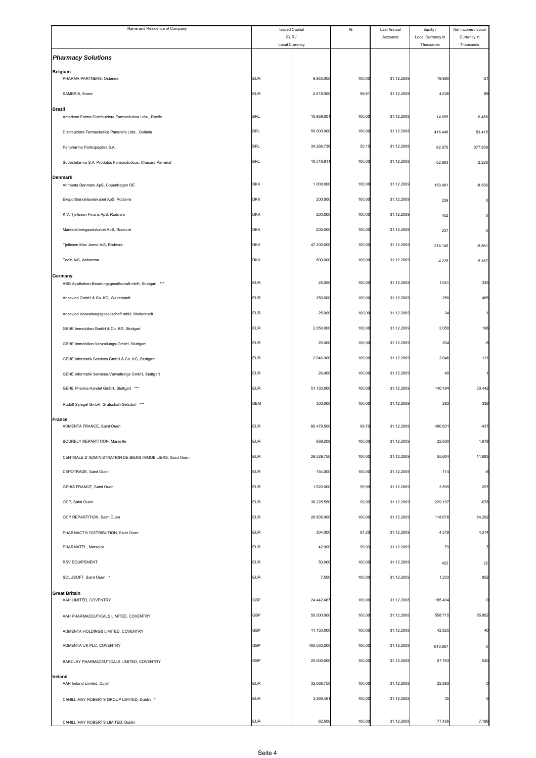| Name and Residence of Company | Issued Capital EUR / Local Currency | | % | Last Annual Accounts | Equity / Local Currency in Thousands | Net Income / Local Currency in Thousands |
|---|---|---|---|---|---|---|
| ***Pharmacy Solutions*** | | | | | | |
| **Belgium** | | | | | | |
| PHARMA PARTNERS, Ostende | EUR | 9.953.000 | 100,00 | 31.12.2009 | 19.980 | -21 |
| SAMBRIA, Evere | EUR | 2.618.000 | 99,81 | 31.12.2009 | 4.636 | 89 |
| **Brazil** | | | | | | |
| American Farma Distribuidora Farmacêutica Ltda., Recife | BRL | 10.939.001 | 100,00 | 31.12.2008 | 14.655 | 6.458 |
| Distribuidora Farmacêutica Panarello Ltda., Goiânia | BRL | 50.000.000 | 100,00 | 31.12.2008 | 416.448 | 53.415 |
| Panpharma Participações S.A. | BRL | 34.266.736 | 50,10 | 31.12.2008 | 62.070 | 377.959 |
| Sudestefarma S.A. Produtos Farmacêuticos, Chácara Parreiral | BRL | 10.518.811 | 100,00 | 31.12.2008 | -52.863 | 2.226 |
| **Denmark** | | | | | | |
| Admenta Denmark ApS, Copenhagen OE | DKK | 1.000.000 | 100,00 | 31.12.2009 | 150.481 | -8.506 |
| Eksporthandelsselskabet ApS, Rodovre | DKK | 200.000 | 100,00 | 31.12.2009 | 239 | 0 |
| K.V. Tjellesen Finans ApS, Rodovre | DKK | 200.000 | 100,00 | 31.12.2009 | 452 | 0 |
| Markedsforingsselskabet ApS, Rodovre | DKK | 200.000 | 100,00 | 31.12.2009 | 237 | 0 |
| Tjellesen Max Jenne A/S, Rodovre | DKK | 47.200.000 | 100,00 | 31.12.2009 | 218.145 | -5.861 |
| Todin A/S, Aabenraa | DKK | 600.000 | 100,00 | 31.12.2009 | 4.225 | 5.167 |
| **Germany** | | | | | | |
| ABG Apotheken-Beratungsgesellschaft mbH, Stuttgart *** | EUR | 25.050 | 100,00 | 31.12.2009 | 1.041 | 335 |
| Ancavion GmbH & Co. KG, Weiterstadt | EUR | 250.000 | 100,00 | 31.12.2009 | 250 | 465 |
| Ancavion Verwaltungsgesellschaft mbH, Weiterstadt | EUR | 25.000 | 100,00 | 31.12.2009 | 34 | 1 |
| GEHE Immobilien GmbH & Co. KG, Stuttgart | EUR | 2.050.000 | 100,00 | 31.12.2009 | 2.050 | 198 |
| GEHE Immobilien Verwaltungs-GmbH, Stuttgart | EUR | 26.000 | 100,00 | 31.12.2009 | 204 | -5 |
| GEHE Informatik Services GmbH & Co. KG, Stuttgart | EUR | 2.046.000 | 100,00 | 31.12.2009 | 2.046 | 121 |
| GEHE Informatik Services-Verwaltungs GmbH, Stuttgart | EUR | 26.000 | 100,00 | 31.12.2009 | 40 | 1 |
| GEHE Pharma Handel GmbH, Stuttgart *** | EUR | 51.130.000 | 100,00 | 31.12.2009 | 140.194 | 30.442 |
| Rudolf Spiegel GmbH, Grafschaft-Gelsdorf *** | DEM | 300.000 | 100,00 | 31.12.2009 | 283 | 336 |
| **France** | | | | | | |
| ADMENTA FRANCE, Saint Ouen | EUR | 80.479.500 | 99,70 | 31.12.2009 | 490.631 | -437 |
| BOURELY REPARTITION, Marseille | EUR | 939.208 | 100,00 | 31.12.2009 | 22.630 | 1.978 |
| CENTRALE D´ADMINISTRATION DE BIENS IMMOBILIERS, Saint Ouen | EUR | 29.529.750 | 100,00 | 31.12.2009 | 55.604 | 11.683 |
| DEPOTRADE, Saint Ouen | EUR | 154.000 | 100,00 | 31.12.2009 | 114 | -6 |
| GEHIS FRANCE, Saint Ouen | EUR | 1.520.000 | 99,99 | 31.12.2009 | 3.599 | 297 |
| OCP, Saint Ouen | EUR | 38.225.550 | 99,99 | 31.12.2009 | 229.197 | -678 |
| OCP REPARTITION, Saint Ouen | EUR | 26.805.000 | 100,00 | 31.12.2009 | 118.676 | 84.292 |
| PHARMACTIV DISTRIBUTION, Saint Ouen | EUR | 304.000 | 97,20 | 31.12.2009 | 4.579 | 4.214 |
| PHARMATEL, Marseille | EUR | 42.900 | 99,93 | 31.12.2009 | 79 | 7 |
| RSV EQUIPEMENT | EUR | 50.000 | 100,00 | 31.12.2009 | 422 | 22 |
| SOLUSOFT, Saint Ouen * | EUR | 7.500 | 100,00 | 31.12.2009 | 1.233 | 952 |
| **Great Britain** | | | | | | |
| AAH LIMITED, COVENTRY | GBP | 24.442.467 | 100,00 | 31.12.2008 | 185.404 | 0 |
| AAH PHARMACEUTICALS LIMITED, COVENTRY | GBP | 50.000.000 | 100,00 | 31.12.2008 | 558.715 | 85.802 |
| ADMENTA HOLDINGS LIMITED, COVENTRY | GBP | 11.150.000 | 100,00 | 31.12.2008 | 42.825 | 40 |
| ADMENTA UK PLC, COVENTRY | GBP | 400.050.000 | 100,00 | 31.12.2008 | 610.667 | 0 |
| BARCLAY PHARMACEUTICALS LIMITED, COVENTRY | GBP | 25.000.000 | 100,00 | 31.12.2008 | 57.763 | 530 |
| **Ireland** | | | | | | |
| AAH Ireland Limited, Dublin | EUR | 32.068.750 | 100,00 | 31.12.2008 | 22.893 | 0 |
| CAHILL MAY ROBERTS GROUP LIMITED, Dublin * | EUR | 3.266.461 | 100,00 | 31.12.2008 | 35 | 0 |
| CAHILL MAY ROBERTS LIMITED, Dublin | EUR | 62.500 | 100,00 | 31.12.2008 | 77.456 | 7.196 |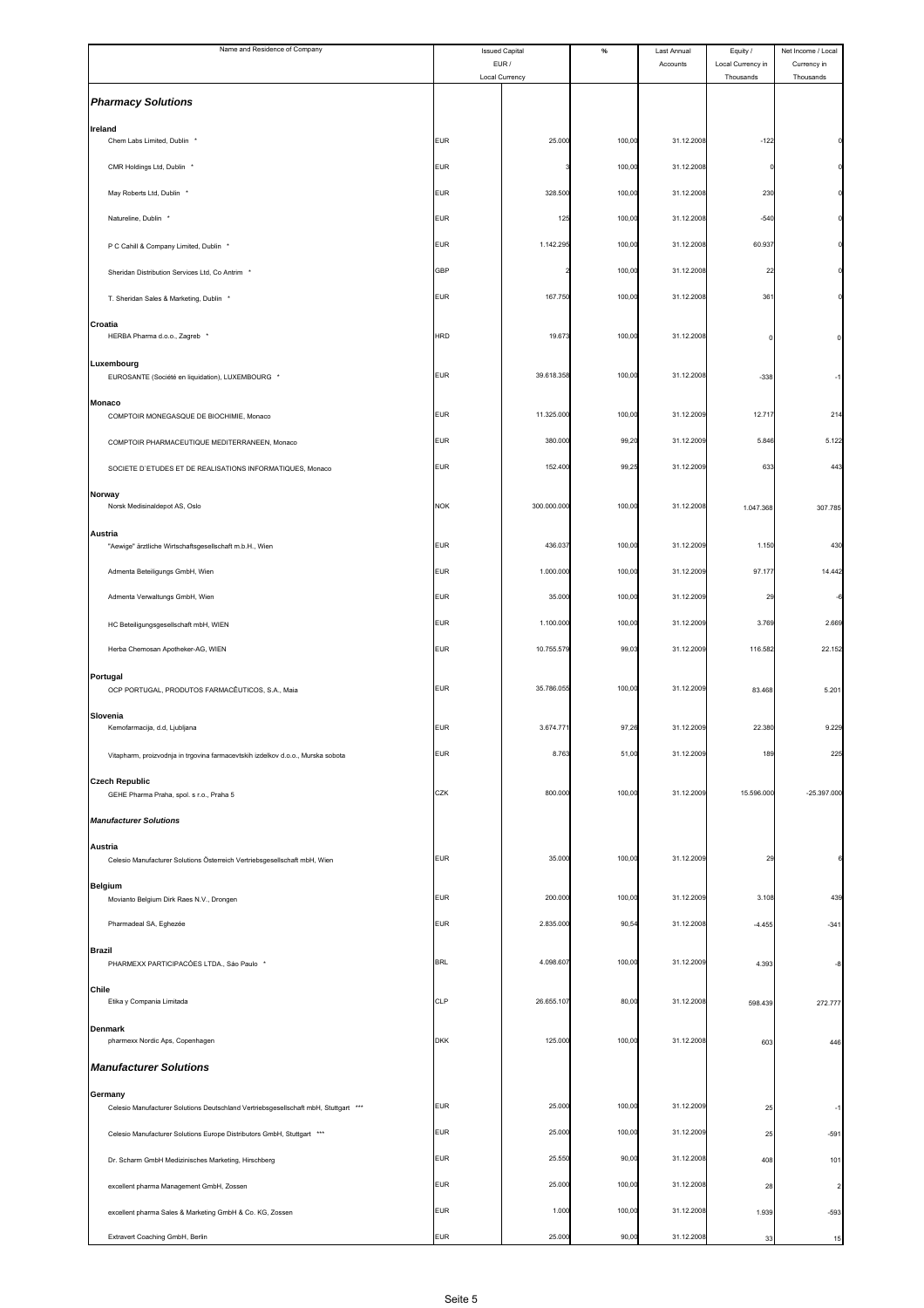| Name and Residence of Company | Issued Capital EUR / Local Currency | | % | Last Annual Accounts | Equity / Local Currency in Thousands | Net Income / Local Currency in Thousands |
|---|---|---|---|---|---|---|
| ***Pharmacy Solutions*** | | | | | | |
| **Ireland** | | | | | | |
| Chem Labs Limited, Dublin * | EUR | 25.000 | 100,00 | 31.12.2008 | -122 | 0 |
| CMR Holdings Ltd, Dublin * | EUR | 3 | 100,00 | 31.12.2008 | 0 | 0 |
| May Roberts Ltd, Dublin * | EUR | 328.500 | 100,00 | 31.12.2008 | 230 | 0 |
| Natureline, Dublin * | EUR | 125 | 100,00 | 31.12.2008 | -540 | 0 |
| P C Cahill & Company Limited, Dublin * | EUR | 1.142.295 | 100,00 | 31.12.2008 | 60.937 | 0 |
| Sheridan Distribution Services Ltd, Co Antrim * | GBP | 2 | 100,00 | 31.12.2008 | 22 | 0 |
| T. Sheridan Sales & Marketing, Dublin * | EUR | 167.750 | 100,00 | 31.12.2008 | 361 | 0 |
| **Croatia** | | | | | | |
| HERBA Pharma d.o.o., Zagreb * | HRD | 19.673 | 100,00 | 31.12.2008 | 0 | 0 |
| **Luxembourg** | | | | | | |
| EUROSANTE (Société en liquidation), LUXEMBOURG * | EUR | 39.618.358 | 100,00 | 31.12.2008 | -338 | -1 |
| **Monaco** | | | | | | |
| COMPTOIR MONEGASQUE DE BIOCHIMIE, Monaco | EUR | 11.325.000 | 100,00 | 31.12.2009 | 12.717 | 214 |
| COMPTOIR PHARMACEUTIQUE MEDITERRANEEN, Monaco | EUR | 380.000 | 99,20 | 31.12.2009 | 5.846 | 5.122 |
| SOCIETE D´ETUDES ET DE REALISATIONS INFORMATIQUES, Monaco | EUR | 152.400 | 99,25 | 31.12.2009 | 633 | 443 |
| **Norway** | | | | | | |
| Norsk Medisinaldepot AS, Oslo | NOK | 300.000.000 | 100,00 | 31.12.2008 | 1.047.368 | 307.785 |
| **Austria** | | | | | | |
| "Aewige" ärztliche Wirtschaftsgesellschaft m.b.H., Wien | EUR | 436.037 | 100,00 | 31.12.2009 | 1.150 | 430 |
| Admenta Beteiligungs GmbH, Wien | EUR | 1.000.000 | 100,00 | 31.12.2009 | 97.177 | 14.442 |
| Admenta Verwaltungs GmbH, Wien | EUR | 35.000 | 100,00 | 31.12.2009 | 29 | -6 |
| HC Beteiligungsgesellschaft mbH, WIEN | EUR | 1.100.000 | 100,00 | 31.12.2009 | 3.769 | 2.669 |
| Herba Chemosan Apotheker-AG, WIEN | EUR | 10.755.579 | 99,03 | 31.12.2009 | 116.582 | 22.152 |
| **Portugal** | | | | | | |
| OCP PORTUGAL, PRODUTOS FARMACÊUTICOS, S.A., Maia | EUR | 35.786.055 | 100,00 | 31.12.2009 | 83.468 | 5.201 |
| **Slovenia** | | | | | | |
| Kemofarmacija, d.d, Ljubljana | EUR | 3.674.771 | 97,26 | 31.12.2009 | 22.380 | 9.229 |
| Vitapharm, proizvodnja in trgovina farmacevtskih izdelkov d.o.o., Murska sobota | EUR | 8.763 | 51,00 | 31.12.2009 | 189 | 225 |
| **Czech Republic** | | | | | | |
| GEHE Pharma Praha, spol. s r.o., Praha 5 | CZK | 800.000 | 100,00 | 31.12.2009 | 15.596.000 | -25.397.000 |
| ***Manufacturer Solutions*** | | | | | | |
| **Austria** | | | | | | |
| Celesio Manufacturer Solutions Österreich Vertriebsgesellschaft mbH, Wien | EUR | 35.000 | 100,00 | 31.12.2009 | 29 | 6 |
| **Belgium** | | | | | | |
| Movianto Belgium Dirk Raes N.V., Drongen | EUR | 200.000 | 100,00 | 31.12.2009 | 3.108 | 439 |
| Pharmadeal SA, Eghezée | EUR | 2.835.000 | 90,54 | 31.12.2008 | -4.455 | -341 |
| **Brazil** | | | | | | |
| PHARMEXX PARTICIPACÕES LTDA., São Paulo * | BRL | 4.098.607 | 100,00 | 31.12.2009 | 4.393 | -8 |
| **Chile** | | | | | | |
| Etika y Compania Limitada | CLP | 26.655.107 | 80,00 | 31.12.2008 | 598.439 | 272.777 |
| **Denmark** | | | | | | |
| pharmexx Nordic Aps, Copenhagen | DKK | 125.000 | 100,00 | 31.12.2008 | 603 | 446 |
| ***Manufacturer Solutions*** | | | | | | |
| **Germany** | | | | | | |
| Celesio Manufacturer Solutions Deutschland Vertriebsgesellschaft mbH, Stuttgart *** | EUR | 25.000 | 100,00 | 31.12.2009 | 25 | -1 |
| Celesio Manufacturer Solutions Europe Distributors GmbH, Stuttgart *** | EUR | 25.000 | 100,00 | 31.12.2009 | 25 | -591 |
| Dr. Scharm GmbH Medizinisches Marketing, Hirschberg | EUR | 25.550 | 90,00 | 31.12.2008 | 408 | 101 |
| excellent pharma Management GmbH, Zossen | EUR | 25.000 | 100,00 | 31.12.2008 | 28 | 2 |
| excellent pharma Sales & Marketing GmbH & Co. KG, Zossen | EUR | 1.000 | 100,00 | 31.12.2008 | 1.939 | -593 |
| Extravert Coaching GmbH, Berlin | EUR | 25.000 | 90,00 | 31.12.2008 | 33 | 15 |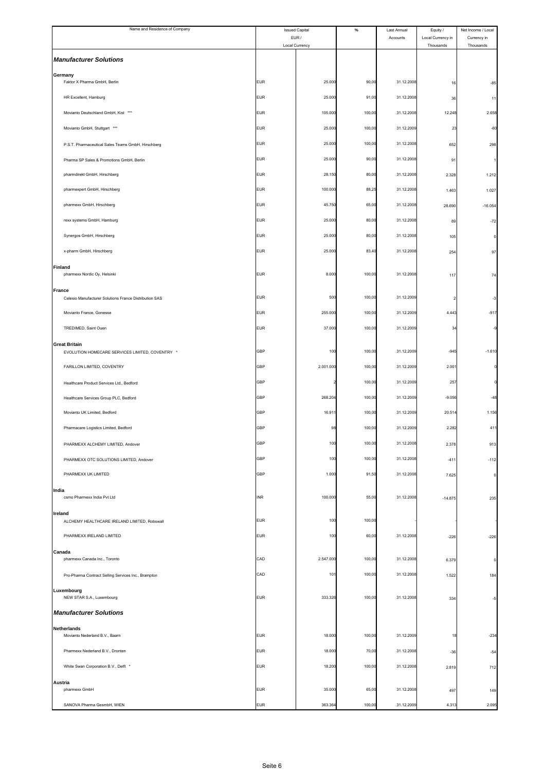| Name and Residence of Company | Issued Capital EUR / Local Currency | | % | Last Annual Accounts | Equity / Local Currency in Thousands | Net Income / Local Currency in Thousands |
|---|---|---|---|---|---|---|
| ***Manufacturer Solutions*** | | | | | | |
| **Germany** | | | | | | |
| Faktor X Pharma GmbH, Berlin | EUR | 25.000 | 90,00 | 31.12.2008 | 16 | -85 |
| HR Excellent, Hamburg | EUR | 25.000 | 91,00 | 31.12.2008 | 36 | 11 |
| Movianto Deutschland GmbH, Kist *** | EUR | 105.000 | 100,00 | 31.12.2008 | 12.248 | 2.658 |
| Movianto GmbH, Stuttgart *** | EUR | 25.000 | 100,00 | 31.12.2009 | 23 | -60 |
| P.S.T. Pharmaceutical Sales Teams GmbH, Hirschberg | EUR | 25.000 | 100,00 | 31.12.2008 | 652 | 298 |
| Pharma SP Sales & Promotions GmbH, Berlin | EUR | 25.000 | 90,00 | 31.12.2008 | 91 | 1 |
| pharmdirekt GmbH, Hirschberg | EUR | 28.150 | 80,00 | 31.12.2008 | 2.328 | 1.212 |
| pharmexpert GmbH, Hirschberg | EUR | 100.000 | 88,25 | 31.12.2008 | 1.463 | 1.027 |
| pharmexx GmbH, Hirschberg | EUR | 45.750 | 65,00 | 31.12.2008 | 28.690 | -16.054 |
| rexx systems GmbH, Hamburg | EUR | 25.000 | 80,00 | 31.12.2008 | 89 | -72 |
| Synergos GmbH, Hirschberg | EUR | 25.000 | 80,00 | 31.12.2008 | 105 | 0 |
| x-pharm GmbH, Hirschberg | EUR | 25.000 | 83,40 | 31.12.2008 | 254 | 97 |
| **Finland** | | | | | | |
| pharmexx Nordic Oy, Helsinki | EUR | 8.000 | 100,00 | 31.12.2008 | 117 | 74 |
| **France** | | | | | | |
| Celesio Manufacturer Solutions France Distribution SAS | EUR | 500 | 100,00 | 31.12.2009 | 2 | -3 |
| Movianto France, Gonesse | EUR | 255.000 | 100,00 | 31.12.2009 | 4.443 | -917 |
| TREDIMED, Saint Ouen | EUR | 37.000 | 100,00 | 31.12.2009 | 34 | -9 |
| **Great Britain** | | | | | | |
| EVOLUTION HOMECARE SERVICES LIMITED, COVENTRY * | GBP | 100 | 100,00 | 31.12.2009 | -945 | -1.610 |
| FARILLON LIMITED, COVENTRY | GBP | 2.001.000 | 100,00 | 31.12.2009 | 2.001 | 0 |
| Healthcare Product Services Ltd., Bedford | GBP | 2 | 100,00 | 31.12.2009 | 257 | 0 |
| Healthcare Services Group PLC, Bedford | GBP | 268.204 | 100,00 | 31.12.2009 | -9.056 | -48 |
| Movianto UK Limited, Bedford | GBP | 16.911 | 100,00 | 31.12.2009 | 20.514 | 1.156 |
| Pharmacare Logistics Limited, Bedford | GBP | 98 | 100,00 | 31.12.2009 | 2.282 | 411 |
| PHARMEXX ALCHEMY LIMITED, Andover | GBP | 100 | 100,00 | 31.12.2008 | 2.378 | 913 |
| PHARMEXX OTC SOLUTIONS LIMITED, Andover | GBP | 100 | 100,00 | 31.12.2008 | -411 | -112 |
| PHARMEXX UK LIMITED | GBP | 1.000 | 91,50 | 31.12.2008 | 7.625 | 0 |
| **India** | | | | | | |
| csmo Pharmexx India Pvt Ltd | INR | 100.000 | 55,00 | 31.12.2008 | -14.875 | 235 |
| **Ireland** | | | | | | |
| ALCHEMY HEALTHCARE IRELAND LIMITED, Robswall | EUR | 100 | 100,00 | - | - | - |
| PHARMEXX IRELAND LIMITED | EUR | 100 | 60,00 | 31.12.2008 | -226 | -226 |
| **Canada** | | | | | | |
| pharmexx Canada Inc., Toronto | CAD | 2.547.000 | 100,00 | 31.12.2008 | 6.379 | 0 |
| Pro-Pharma Contract Selling Services Inc., Brampton | CAD | 101 | 100,00 | 31.12.2008 | 1.522 | 184 |
| **Luxembourg** | | | | | | |
| NEW STAR S.A., Luxembourg | EUR | 333.326 | 100,00 | 31.12.2008 | 334 | -5 |
| ***Manufacturer Solutions*** | | | | | | |
| **Netherlands** | | | | | | |
| Movianto Nederland B.V., Baarn | EUR | 18.000 | 100,00 | 31.12.2009 | 18 | -234 |
| Pharmexx Nederland B.V., Dronten | EUR | 18.000 | 70,00 | 31.12.2008 | -36 | -54 |
| White Swan Corporation B.V., Delft * | EUR | 18.200 | 100,00 | 31.12.2008 | 2.819 | 712 |
| **Austria** | | | | | | |
| pharmexx GmbH | EUR | 35.000 | 65,00 | 31.12.2008 | 497 | 149 |
| SANOVA Pharma GesmbH, WIEN | EUR | 363.364 | 100,00 | 31.12.2009 | 4.313 | 2.095 |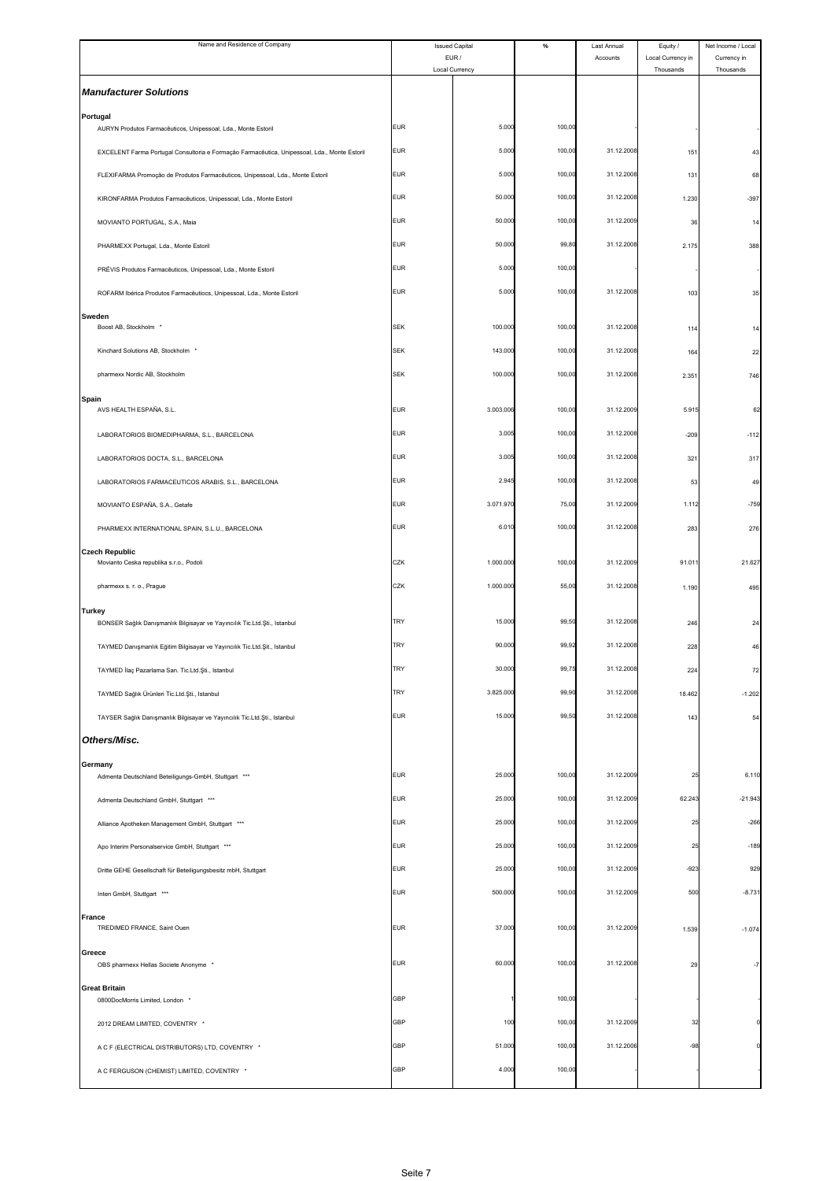| Name and Residence of Company | Issued Capital EUR / Local Currency | | % | Last Annual Accounts | Equity / Local Currency in Thousands | Net Income / Local Currency in Thousands |
|---|---|---|---|---|---|---|
| ***Manufacturer Solutions*** | | | | | | |
| **Portugal** | | | | | | |
| AURYN Produtos Farmacêuticos, Unipessoal, Lda., Monte Estoril | EUR | 5.000 | 100,00 | - | - | - |
| EXCELENT Farma Portugal Consultoria e Formação Farmacêutica, Unipessoal, Lda., Monte Estoril | EUR | 5.000 | 100,00 | 31.12.2008 | 151 | 43 |
| FLEXIFARMA Promoção de Produtos Farmacêuticos, Unipessoal, Lda., Monte Estoril | EUR | 5.000 | 100,00 | 31.12.2008 | 131 | 68 |
| KIRONFARMA Produtos Farmacêuticos, Unipessoal, Lda., Monte Estoril | EUR | 50.000 | 100,00 | 31.12.2008 | 1.230 | -397 |
| MOVIANTO PORTUGAL, S.A., Maia | EUR | 50.000 | 100,00 | 31.12.2009 | 36 | 14 |
| PHARMEXX Portugal, Lda., Monte Estoril | EUR | 50.000 | 99,80 | 31.12.2008 | 2.175 | 388 |
| PRÉVIS Produtos Farmacêuticos, Unipessoal, Lda., Monte Estoril | EUR | 5.000 | 100,00 | - | - | - |
| ROFARM Ibérica Produtos Farmacêutiocs, Unipessoal, Lda., Monte Estoril | EUR | 5.000 | 100,00 | 31.12.2008 | 103 | 35 |
| **Sweden** | | | | | | |
| Boost AB, Stockholm * | SEK | 100.000 | 100,00 | 31.12.2008 | 114 | 14 |
| Kinchard Solutions AB, Stockholm * | SEK | 143.000 | 100,00 | 31.12.2008 | 164 | 22 |
| pharmexx Nordic AB, Stockholm | SEK | 100.000 | 100,00 | 31.12.2008 | 2.351 | 746 |
| **Spain** | | | | | | |
| AVS HEALTH ESPAÑA, S.L. | EUR | 3.003.006 | 100,00 | 31.12.2009 | 5.915 | 62 |
| LABORATORIOS BIOMEDIPHARMA, S.L., BARCELONA | EUR | 3.005 | 100,00 | 31.12.2008 | -209 | -112 |
| LABORATORIOS DOCTA, S.L., BARCELONA | EUR | 3.005 | 100,00 | 31.12.2008 | 321 | 317 |
| LABORATORIOS FARMACEUTICOS ARABIS, S.L., BARCELONA | EUR | 2.945 | 100,00 | 31.12.2008 | 53 | 49 |
| MOVIANTO ESPAÑA, S.A., Getafe | EUR | 3.071.970 | 75,00 | 31.12.2009 | 1.112 | -759 |
| PHARMEXX INTERNATIONAL SPAIN, S.L.U., BARCELONA | EUR | 6.010 | 100,00 | 31.12.2008 | 283 | 276 |
| **Czech Republic** | | | | | | |
| Movianto Ceska republika s.r.o., Podoli | CZK | 1.000.000 | 100,00 | 31.12.2009 | 91.011 | 21.627 |
| pharmexx s. r. o., Prague | CZK | 1.000.000 | 55,00 | 31.12.2008 | 1.190 | 495 |
| **Turkey** | | | | | | |
| BONSER Sağlık Danışmanlık Bilgisayar ve Yayıncılık Tic.Ltd.Şti., Istanbul | TRY | 15.000 | 99,50 | 31.12.2008 | 246 | 24 |
| TAYMED Danışmanlık Eğitim Bilgisayar ve Yayıncılık Tic.Ltd.Şti., Istanbul | TRY | 90.000 | 99,92 | 31.12.2008 | 228 | 46 |
| TAYMED İlaç Pazarlama San. Tic.Ltd.Şti., Istanbul | TRY | 30.000 | 99,75 | 31.12.2008 | 224 | 72 |
| TAYMED Sağlık Ürünleri Tic.Ltd.Şti., Istanbul | TRY | 3.825.000 | 99,90 | 31.12.2008 | 18.462 | -1.202 |
| TAYSER Sağlık Danışmanlık Bilgisayar ve Yayıncılık Tic.Ltd.Şti., Istanbul | EUR | 15.000 | 99,50 | 31.12.2008 | 143 | 54 |
| ***Others/Misc.*** | | | | | | |
| **Germany** | | | | | | |
| Admenta Deutschland Beteiligungs-GmbH, Stuttgart *** | EUR | 25.000 | 100,00 | 31.12.2009 | 25 | 6.110 |
| Admenta Deutschland GmbH, Stuttgart *** | EUR | 25.000 | 100,00 | 31.12.2009 | 62.243 | -21.943 |
| Alliance Apotheken Management GmbH, Stuttgart *** | EUR | 25.000 | 100,00 | 31.12.2009 | 25 | -266 |
| Apo Interim Personalservice GmbH, Stuttgart *** | EUR | 25.000 | 100,00 | 31.12.2009 | 25 | -189 |
| Dritte GEHE Gesellschaft für Beteiligungsbesitz mbH, Stuttgart | EUR | 25.000 | 100,00 | 31.12.2009 | -923 | 929 |
| Inten GmbH, Stuttgart *** | EUR | 500.000 | 100,00 | 31.12.2009 | 500 | -8.731 |
| **France** | | | | | | |
| TREDIMED FRANCE, Saint Ouen | EUR | 37.000 | 100,00 | 31.12.2009 | 1.539 | -1.074 |
| **Greece** | | | | | | |
| OBS pharmexx Hellas Societe Anonyme * | EUR | 60.000 | 100,00 | 31.12.2008 | 29 | -7 |
| **Great Britain** | | | | | | |
| 0800DocMorris Limited, London * | GBP | 1 | 100,00 | - | - | - |
| 2012 DREAM LIMITED, COVENTRY * | GBP | 100 | 100,00 | 31.12.2009 | 32 | 0 |
| A C F (ELECTRICAL DISTRIBUTORS) LTD, COVENTRY * | GBP | 51.000 | 100,00 | 31.12.2006 | -98 | 0 |
| A C FERGUSON (CHEMIST) LIMITED, COVENTRY * | GBP | 4.000 | 100,00 | - | - | - |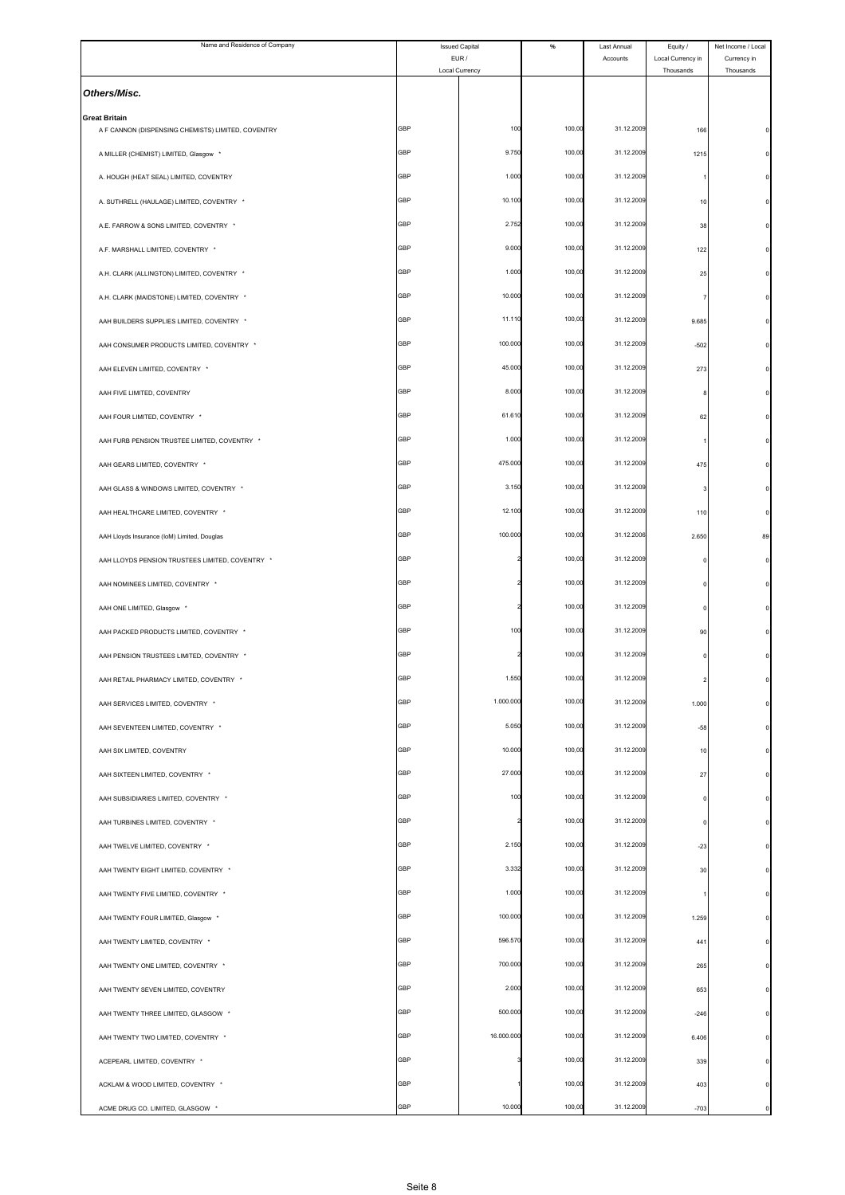| Name and Residence of Company | Issued Capital EUR / Local Currency | | % | Last Annual Accounts | Equity / Local Currency in Thousands | Net Income / Local Currency in Thousands |
|---|---|---|---|---|---|---|
| ***Others/Misc.*** | | | | | | |
| **Great Britain** | | | | | | |
| A F CANNON (DISPENSING CHEMISTS) LIMITED, COVENTRY | GBP | 100 | 100,00 | 31.12.2009 | 166 | 0 |
| A MILLER (CHEMIST) LIMITED, Glasgow * | GBP | 9.750 | 100,00 | 31.12.2009 | 1215 | 0 |
| A. HOUGH (HEAT SEAL) LIMITED, COVENTRY | GBP | 1.000 | 100,00 | 31.12.2009 | 1 | 0 |
| A. SUTHRELL (HAULAGE) LIMITED, COVENTRY * | GBP | 10.100 | 100,00 | 31.12.2009 | 10 | 0 |
| A.E. FARROW & SONS LIMITED, COVENTRY * | GBP | 2.752 | 100,00 | 31.12.2009 | 38 | 0 |
| A.F. MARSHALL LIMITED, COVENTRY * | GBP | 9.000 | 100,00 | 31.12.2009 | 122 | 0 |
| A.H. CLARK (ALLINGTON) LIMITED, COVENTRY * | GBP | 1.000 | 100,00 | 31.12.2009 | 25 | 0 |
| A.H. CLARK (MAIDSTONE) LIMITED, COVENTRY * | GBP | 10.000 | 100,00 | 31.12.2009 | 7 | 0 |
| AAH BUILDERS SUPPLIES LIMITED, COVENTRY * | GBP | 11.110 | 100,00 | 31.12.2009 | 9.685 | 0 |
| AAH CONSUMER PRODUCTS LIMITED, COVENTRY * | GBP | 100.000 | 100,00 | 31.12.2009 | -502 | 0 |
| AAH ELEVEN LIMITED, COVENTRY * | GBP | 45.000 | 100,00 | 31.12.2009 | 273 | 0 |
| AAH FIVE LIMITED, COVENTRY | GBP | 8.000 | 100,00 | 31.12.2009 | 8 | 0 |
| AAH FOUR LIMITED, COVENTRY * | GBP | 61.610 | 100,00 | 31.12.2009 | 62 | 0 |
| AAH FURB PENSION TRUSTEE LIMITED, COVENTRY * | GBP | 1.000 | 100,00 | 31.12.2009 | 1 | 0 |
| AAH GEARS LIMITED, COVENTRY * | GBP | 475.000 | 100,00 | 31.12.2009 | 475 | 0 |
| AAH GLASS & WINDOWS LIMITED, COVENTRY * | GBP | 3.150 | 100,00 | 31.12.2009 | 3 | 0 |
| AAH HEALTHCARE LIMITED, COVENTRY * | GBP | 12.100 | 100,00 | 31.12.2009 | 110 | 0 |
| AAH Lloyds Insurance (IoM) Limited, Douglas | GBP | 100.000 | 100,00 | 31.12.2006 | 2.650 | 89 |
| AAH LLOYDS PENSION TRUSTEES LIMITED, COVENTRY * | GBP | 2 | 100,00 | 31.12.2009 | 0 | 0 |
| AAH NOMINEES LIMITED, COVENTRY * | GBP | 2 | 100,00 | 31.12.2009 | 0 | 0 |
| AAH ONE LIMITED, Glasgow * | GBP | 2 | 100,00 | 31.12.2009 | 0 | 0 |
| AAH PACKED PRODUCTS LIMITED, COVENTRY * | GBP | 100 | 100,00 | 31.12.2009 | 90 | 0 |
| AAH PENSION TRUSTEES LIMITED, COVENTRY * | GBP | 2 | 100,00 | 31.12.2009 | 0 | 0 |
| AAH RETAIL PHARMACY LIMITED, COVENTRY * | GBP | 1.550 | 100,00 | 31.12.2009 | 2 | 0 |
| AAH SERVICES LIMITED, COVENTRY * | GBP | 1.000.000 | 100,00 | 31.12.2009 | 1.000 | 0 |
| AAH SEVENTEEN LIMITED, COVENTRY * | GBP | 5.050 | 100,00 | 31.12.2009 | -58 | 0 |
| AAH SIX LIMITED, COVENTRY | GBP | 10.000 | 100,00 | 31.12.2009 | 10 | 0 |
| AAH SIXTEEN LIMITED, COVENTRY * | GBP | 27.000 | 100,00 | 31.12.2009 | 27 | 0 |
| AAH SUBSIDIARIES LIMITED, COVENTRY * | GBP | 100 | 100,00 | 31.12.2009 | 0 | 0 |
| AAH TURBINES LIMITED, COVENTRY * | GBP | 2 | 100,00 | 31.12.2009 | 0 | 0 |
| AAH TWELVE LIMITED, COVENTRY * | GBP | 2.150 | 100,00 | 31.12.2009 | -23 | 0 |
| AAH TWENTY EIGHT LIMITED, COVENTRY * | GBP | 3.332 | 100,00 | 31.12.2009 | 30 | 0 |
| AAH TWENTY FIVE LIMITED, COVENTRY * | GBP | 1.000 | 100,00 | 31.12.2009 | 1 | 0 |
| AAH TWENTY FOUR LIMITED, Glasgow * | GBP | 100.000 | 100,00 | 31.12.2009 | 1.259 | 0 |
| AAH TWENTY LIMITED, COVENTRY * | GBP | 596.570 | 100,00 | 31.12.2009 | 441 | 0 |
| AAH TWENTY ONE LIMITED, COVENTRY * | GBP | 700.000 | 100,00 | 31.12.2009 | 265 | 0 |
| AAH TWENTY SEVEN LIMITED, COVENTRY | GBP | 2.000 | 100,00 | 31.12.2009 | 653 | 0 |
| AAH TWENTY THREE LIMITED, GLASGOW * | GBP | 500.000 | 100,00 | 31.12.2009 | -246 | 0 |
| AAH TWENTY TWO LIMITED, COVENTRY * | GBP | 16.000.000 | 100,00 | 31.12.2009 | 6.406 | 0 |
| ACEPEARL LIMITED, COVENTRY * | GBP | 3 | 100,00 | 31.12.2009 | 339 | 0 |
| ACKLAM & WOOD LIMITED, COVENTRY * | GBP | 1 | 100,00 | 31.12.2009 | 403 | 0 |
| ACME DRUG CO. LIMITED, GLASGOW * | GBP | 10.000 | 100,00 | 31.12.2009 | -703 | 0 |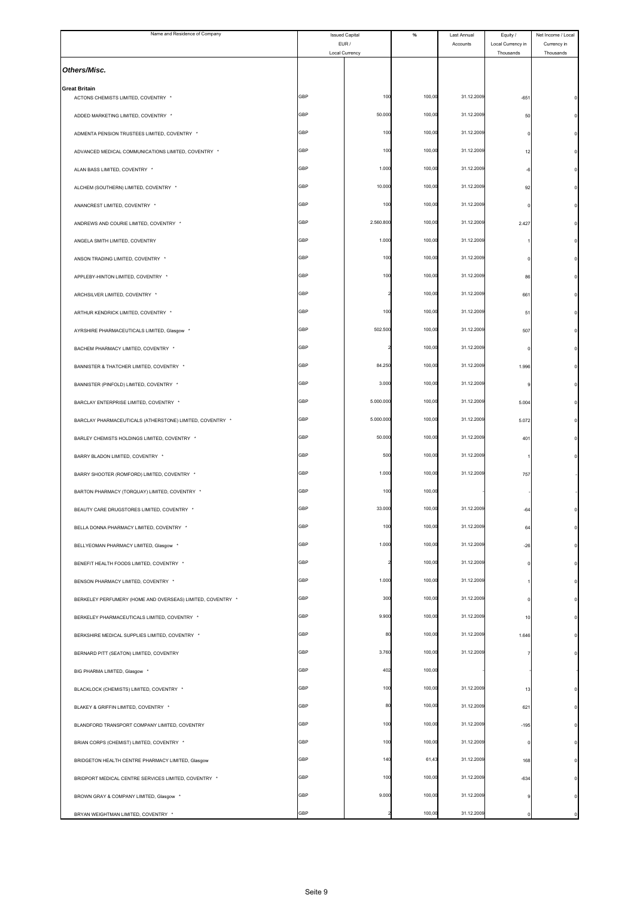| Name and Residence of Company | Issued Capital EUR / Local Currency | | % | Last Annual Accounts | Equity / Local Currency in Thousands | Net Income / Local Currency in Thousands |
|---|---|---|---|---|---|---|
| ***Others/Misc.*** | | | | | | |
| **Great Britain** | | | | | | |
| ACTONS CHEMISTS LIMITED, COVENTRY * | GBP | 100 | 100,00 | 31.12.2009 | -651 | 0 |
| ADDED MARKETING LIMITED, COVENTRY * | GBP | 50.000 | 100,00 | 31.12.2009 | 50 | 0 |
| ADMENTA PENSION TRUSTEES LIMITED, COVENTRY * | GBP | 100 | 100,00 | 31.12.2009 | 0 | 0 |
| ADVANCED MEDICAL COMMUNICATIONS LIMITED, COVENTRY * | GBP | 100 | 100,00 | 31.12.2009 | 12 | 0 |
| ALAN BASS LIMITED, COVENTRY * | GBP | 1.000 | 100,00 | 31.12.2009 | -6 | 0 |
| ALCHEM (SOUTHERN) LIMITED, COVENTRY * | GBP | 10.000 | 100,00 | 31.12.2009 | 92 | 0 |
| ANANCREST LIMITED, COVENTRY * | GBP | 100 | 100,00 | 31.12.2009 | 0 | 0 |
| ANDREWS AND COURIE LIMITED, COVENTRY * | GBP | 2.560.800 | 100,00 | 31.12.2009 | 2.427 | 0 |
| ANGELA SMITH LIMITED, COVENTRY | GBP | 1.000 | 100,00 | 31.12.2009 | 1 | 0 |
| ANSON TRADING LIMITED, COVENTRY * | GBP | 100 | 100,00 | 31.12.2009 | 0 | 0 |
| APPLEBY-HINTON LIMITED, COVENTRY * | GBP | 100 | 100,00 | 31.12.2009 | 86 | 0 |
| ARCHSILVER LIMITED, COVENTRY * | GBP | 2 | 100,00 | 31.12.2009 | 661 | 0 |
| ARTHUR KENDRICK LIMITED, COVENTRY * | GBP | 100 | 100,00 | 31.12.2009 | 51 | 0 |
| AYRSHIRE PHARMACEUTICALS LIMITED, Glasgow * | GBP | 502.500 | 100,00 | 31.12.2009 | 507 | 0 |
| BACHEM PHARMACY LIMITED, COVENTRY * | GBP | 2 | 100,00 | 31.12.2009 | 0 | 0 |
| BANNISTER & THATCHER LIMITED, COVENTRY * | GBP | 84.250 | 100,00 | 31.12.2009 | 1.996 | 0 |
| BANNISTER (PINFOLD) LIMITED, COVENTRY * | GBP | 3.000 | 100,00 | 31.12.2009 | 9 | 0 |
| BARCLAY ENTERPRISE LIMITED, COVENTRY * | GBP | 5.000.000 | 100,00 | 31.12.2009 | 5.004 | 0 |
| BARCLAY PHARMACEUTICALS (ATHERSTONE) LIMITED, COVENTRY * | GBP | 5.000.000 | 100,00 | 31.12.2009 | 5.072 | 0 |
| BARLEY CHEMISTS HOLDINGS LIMITED, COVENTRY * | GBP | 50.000 | 100,00 | 31.12.2009 | 401 | 0 |
| BARRY BLADON LIMITED, COVENTRY * | GBP | 500 | 100,00 | 31.12.2009 | 1 | 0 |
| BARRY SHOOTER (ROMFORD) LIMITED, COVENTRY * | GBP | 1.000 | 100,00 | 31.12.2009 | 757 | - |
| BARTON PHARMACY (TORQUAY) LIMITED, COVENTRY * | GBP | 100 | 100,00 | - | - | - |
| BEAUTY CARE DRUGSTORES LIMITED, COVENTRY * | GBP | 33.000 | 100,00 | 31.12.2009 | -64 | 0 |
| BELLA DONNA PHARMACY LIMITED, COVENTRY * | GBP | 100 | 100,00 | 31.12.2009 | 64 | 0 |
| BELLYEOMAN PHARMACY LIMITED, Glasgow * | GBP | 1.000 | 100,00 | 31.12.2009 | -26 | 0 |
| BENEFIT HEALTH FOODS LIMITED, COVENTRY * | GBP | 2 | 100,00 | 31.12.2009 | 0 | 0 |
| BENSON PHARMACY LIMITED, COVENTRY * | GBP | 1.000 | 100,00 | 31.12.2009 | 1 | 0 |
| BERKELEY PERFUMERY (HOME AND OVERSEAS) LIMITED, COVENTRY * | GBP | 300 | 100,00 | 31.12.2009 | 0 | 0 |
| BERKELEY PHARMACEUTICALS LIMITED, COVENTRY * | GBP | 9.900 | 100,00 | 31.12.2009 | 10 | 0 |
| BERKSHIRE MEDICAL SUPPLIES LIMITED, COVENTRY * | GBP | 80 | 100,00 | 31.12.2009 | 1.646 | 0 |
| BERNARD PITT (SEATON) LIMITED, COVENTRY | GBP | 3.760 | 100,00 | 31.12.2009 | 7 | 0 |
| BIG PHARMA LIMITED, Glasgow * | GBP | 402 | 100,00 | - | - | - |
| BLACKLOCK (CHEMISTS) LIMITED, COVENTRY * | GBP | 100 | 100,00 | 31.12.2009 | 13 | 0 |
| BLAKEY & GRIFFIN LIMITED, COVENTRY * | GBP | 80 | 100,00 | 31.12.2009 | 621 | 0 |
| BLANDFORD TRANSPORT COMPANY LIMITED, COVENTRY | GBP | 100 | 100,00 | 31.12.2009 | -195 | 0 |
| BRIAN CORPS (CHEMIST) LIMITED, COVENTRY * | GBP | 100 | 100,00 | 31.12.2009 | 0 | 0 |
| BRIDGETON HEALTH CENTRE PHARMACY LIMITED, Glasgow | GBP | 140 | 61,43 | 31.12.2009 | 168 | 0 |
| BRIDPORT MEDICAL CENTRE SERVICES LIMITED, COVENTRY * | GBP | 100 | 100,00 | 31.12.2009 | -634 | 0 |
| BROWN GRAY & COMPANY LIMITED, Glasgow * | GBP | 9.000 | 100,00 | 31.12.2009 | 9 | 0 |
| BRYAN WEIGHTMAN LIMITED, COVENTRY * | GBP | 2 | 100,00 | 31.12.2009 | 0 | 0 |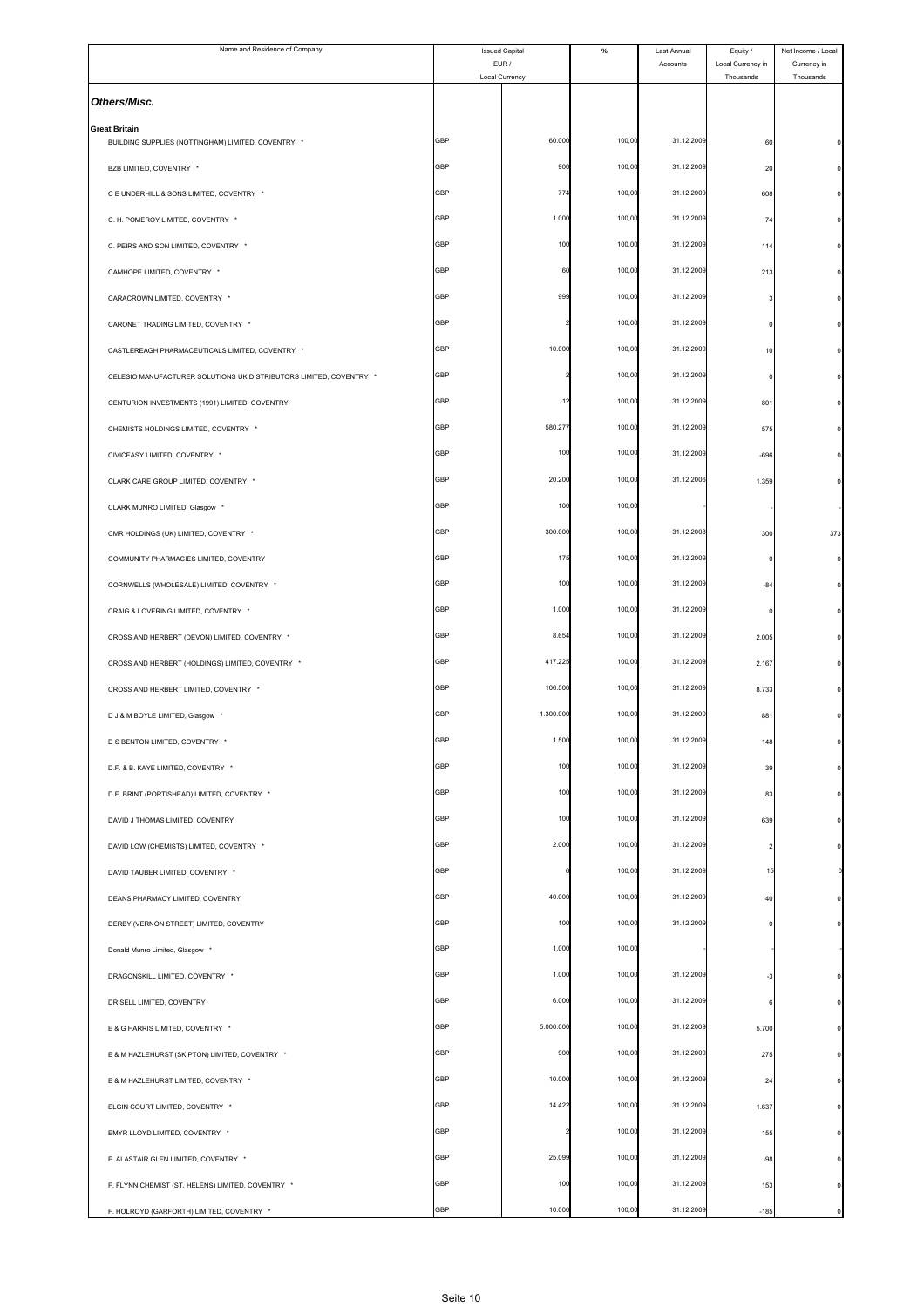| Name and Residence of Company | Issued Capital EUR / Local Currency | | % | Last Annual Accounts | Equity / Local Currency in Thousands | Net Income / Local Currency in Thousands |
|---|---|---|---|---|---|---|
| ***Others/Misc.*** | | | | | | |
| **Great Britain** | | | | | | |
| BUILDING SUPPLIES (NOTTINGHAM) LIMITED, COVENTRY * | GBP | 60.000 | 100,00 | 31.12.2009 | 60 | 0 |
| BZB LIMITED, COVENTRY * | GBP | 900 | 100,00 | 31.12.2009 | 20 | 0 |
| C E UNDERHILL & SONS LIMITED, COVENTRY * | GBP | 774 | 100,00 | 31.12.2009 | 608 | 0 |
| C. H. POMEROY LIMITED, COVENTRY * | GBP | 1.000 | 100,00 | 31.12.2009 | 74 | 0 |
| C. PEIRS AND SON LIMITED, COVENTRY * | GBP | 100 | 100,00 | 31.12.2009 | 114 | 0 |
| CAMHOPE LIMITED, COVENTRY * | GBP | 60 | 100,00 | 31.12.2009 | 213 | 0 |
| CARACROWN LIMITED, COVENTRY * | GBP | 999 | 100,00 | 31.12.2009 | 3 | 0 |
| CARONET TRADING LIMITED, COVENTRY * | GBP | 2 | 100,00 | 31.12.2009 | 0 | 0 |
| CASTLEREAGH PHARMACEUTICALS LIMITED, COVENTRY * | GBP | 10.000 | 100,00 | 31.12.2009 | 10 | 0 |
| CELESIO MANUFACTURER SOLUTIONS UK DISTRIBUTORS LIMITED, COVENTRY * | GBP | 2 | 100,00 | 31.12.2009 | 0 | 0 |
| CENTURION INVESTMENTS (1991) LIMITED, COVENTRY | GBP | 12 | 100,00 | 31.12.2009 | 801 | 0 |
| CHEMISTS HOLDINGS LIMITED, COVENTRY * | GBP | 580.277 | 100,00 | 31.12.2009 | 575 | 0 |
| CIVICEASY LIMITED, COVENTRY * | GBP | 100 | 100,00 | 31.12.2009 | -696 | 0 |
| CLARK CARE GROUP LIMITED, COVENTRY * | GBP | 20.200 | 100,00 | 31.12.2006 | 1.359 | 0 |
| CLARK MUNRO LIMITED, Glasgow * | GBP | 100 | 100,00 | - | - | - |
| CMR HOLDINGS (UK) LIMITED, COVENTRY * | GBP | 300.000 | 100,00 | 31.12.2008 | 300 | 373 |
| COMMUNITY PHARMACIES LIMITED, COVENTRY | GBP | 175 | 100,00 | 31.12.2009 | 0 | 0 |
| CORNWELLS (WHOLESALE) LIMITED, COVENTRY * | GBP | 100 | 100,00 | 31.12.2009 | -84 | 0 |
| CRAIG & LOVERING LIMITED, COVENTRY * | GBP | 1.000 | 100,00 | 31.12.2009 | 0 | 0 |
| CROSS AND HERBERT (DEVON) LIMITED, COVENTRY * | GBP | 8.654 | 100,00 | 31.12.2009 | 2.005 | 0 |
| CROSS AND HERBERT (HOLDINGS) LIMITED, COVENTRY * | GBP | 417.225 | 100,00 | 31.12.2009 | 2.167 | 0 |
| CROSS AND HERBERT LIMITED, COVENTRY * | GBP | 106.500 | 100,00 | 31.12.2009 | 8.733 | 0 |
| D J & M BOYLE LIMITED, Glasgow * | GBP | 1.300.000 | 100,00 | 31.12.2009 | 881 | 0 |
| D S BENTON LIMITED, COVENTRY * | GBP | 1.500 | 100,00 | 31.12.2009 | 148 | 0 |
| D.F. & B. KAYE LIMITED, COVENTRY * | GBP | 100 | 100,00 | 31.12.2009 | 39 | 0 |
| D.F. BRINT (PORTISHEAD) LIMITED, COVENTRY * | GBP | 100 | 100,00 | 31.12.2009 | 83 | 0 |
| DAVID J THOMAS LIMITED, COVENTRY | GBP | 100 | 100,00 | 31.12.2009 | 639 | 0 |
| DAVID LOW (CHEMISTS) LIMITED, COVENTRY * | GBP | 2.000 | 100,00 | 31.12.2009 | 2 | 0 |
| DAVID TAUBER LIMITED, COVENTRY * | GBP | 6 | 100,00 | 31.12.2009 | 15 | 0 |
| DEANS PHARMACY LIMITED, COVENTRY | GBP | 40.000 | 100,00 | 31.12.2009 | 40 | 0 |
| DERBY (VERNON STREET) LIMITED, COVENTRY | GBP | 100 | 100,00 | 31.12.2009 | 0 | 0 |
| Donald Munro Limited, Glasgow * | GBP | 1.000 | 100,00 | - | - | - |
| DRAGONSKILL LIMITED, COVENTRY * | GBP | 1.000 | 100,00 | 31.12.2009 | -3 | 0 |
| DRISELL LIMITED, COVENTRY | GBP | 6.000 | 100,00 | 31.12.2009 | 6 | 0 |
| E & G HARRIS LIMITED, COVENTRY * | GBP | 5.000.000 | 100,00 | 31.12.2009 | 5.700 | 0 |
| E & M HAZLEHURST (SKIPTON) LIMITED, COVENTRY * | GBP | 900 | 100,00 | 31.12.2009 | 275 | 0 |
| E & M HAZLEHURST LIMITED, COVENTRY * | GBP | 10.000 | 100,00 | 31.12.2009 | 24 | 0 |
| ELGIN COURT LIMITED, COVENTRY * | GBP | 14.422 | 100,00 | 31.12.2009 | 1.637 | 0 |
| EMYR LLOYD LIMITED, COVENTRY * | GBP | 2 | 100,00 | 31.12.2009 | 155 | 0 |
| F. ALASTAIR GLEN LIMITED, COVENTRY * | GBP | 25.099 | 100,00 | 31.12.2009 | -98 | 0 |
| F. FLYNN CHEMIST (ST. HELENS) LIMITED, COVENTRY * | GBP | 100 | 100,00 | 31.12.2009 | 153 | 0 |
| F. HOLROYD (GARFORTH) LIMITED, COVENTRY * | GBP | 10.000 | 100,00 | 31.12.2009 | -185 | 0 |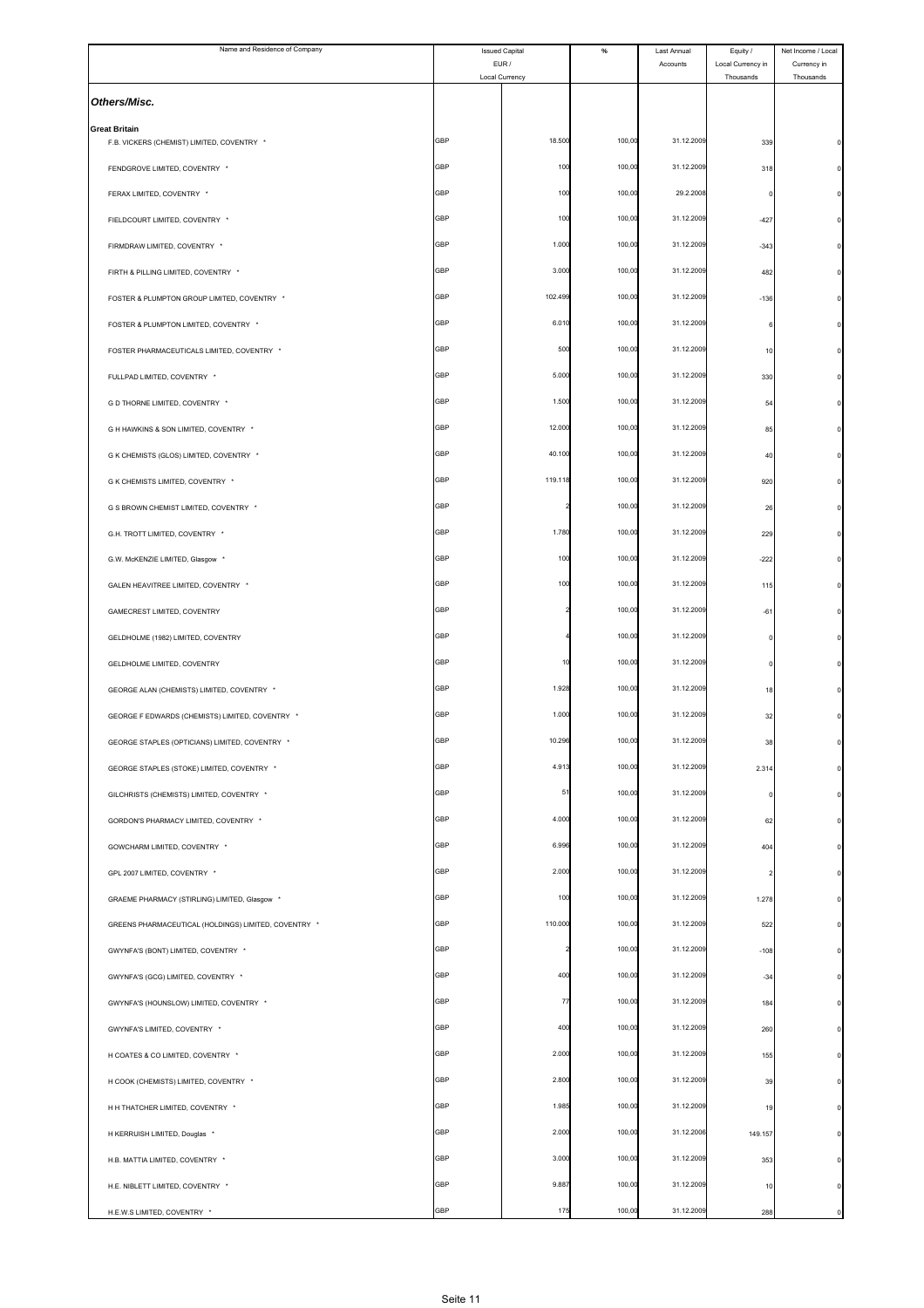| Name and Residence of Company | Issued Capital EUR / Local Currency | | % | Last Annual Accounts | Equity / Local Currency in Thousands | Net Income / Local Currency in Thousands |
|---|---|---|---|---|---|---|
| ***Others/Misc.*** | | | | | | |
| **Great Britain** | | | | | | |
| F.B. VICKERS (CHEMIST) LIMITED, COVENTRY * | GBP | 18.500 | 100,00 | 31.12.2009 | 339 | 0 |
| FENDGROVE LIMITED, COVENTRY * | GBP | 100 | 100,00 | 31.12.2009 | 318 | 0 |
| FERAX LIMITED, COVENTRY * | GBP | 100 | 100,00 | 29.2.2008 | 0 | 0 |
| FIELDCOURT LIMITED, COVENTRY * | GBP | 100 | 100,00 | 31.12.2009 | -427 | 0 |
| FIRMDRAW LIMITED, COVENTRY * | GBP | 1.000 | 100,00 | 31.12.2009 | -343 | 0 |
| FIRTH & PILLING LIMITED, COVENTRY * | GBP | 3.000 | 100,00 | 31.12.2009 | 482 | 0 |
| FOSTER & PLUMPTON GROUP LIMITED, COVENTRY * | GBP | 102.499 | 100,00 | 31.12.2009 | -136 | 0 |
| FOSTER & PLUMPTON LIMITED, COVENTRY * | GBP | 6.010 | 100,00 | 31.12.2009 | 6 | 0 |
| FOSTER PHARMACEUTICALS LIMITED, COVENTRY * | GBP | 500 | 100,00 | 31.12.2009 | 10 | 0 |
| FULLPAD LIMITED, COVENTRY * | GBP | 5.000 | 100,00 | 31.12.2009 | 330 | 0 |
| G D THORNE LIMITED, COVENTRY * | GBP | 1.500 | 100,00 | 31.12.2009 | 54 | 0 |
| G H HAWKINS & SON LIMITED, COVENTRY * | GBP | 12.000 | 100,00 | 31.12.2009 | 85 | 0 |
| G K CHEMISTS (GLOS) LIMITED, COVENTRY * | GBP | 40.100 | 100,00 | 31.12.2009 | 40 | 0 |
| G K CHEMISTS LIMITED, COVENTRY * | GBP | 119.118 | 100,00 | 31.12.2009 | 920 | 0 |
| G S BROWN CHEMIST LIMITED, COVENTRY * | GBP | 2 | 100,00 | 31.12.2009 | 26 | 0 |
| G.H. TROTT LIMITED, COVENTRY * | GBP | 1.780 | 100,00 | 31.12.2009 | 229 | 0 |
| G.W. McKENZIE LIMITED, Glasgow * | GBP | 100 | 100,00 | 31.12.2009 | -222 | 0 |
| GALEN HEAVITREE LIMITED, COVENTRY * | GBP | 100 | 100,00 | 31.12.2009 | 115 | 0 |
| GAMECREST LIMITED, COVENTRY | GBP | 2 | 100,00 | 31.12.2009 | -61 | 0 |
| GELDHOLME (1982) LIMITED, COVENTRY | GBP | 4 | 100,00 | 31.12.2009 | 0 | 0 |
| GELDHOLME LIMITED, COVENTRY | GBP | 10 | 100,00 | 31.12.2009 | 0 | 0 |
| GEORGE ALAN (CHEMISTS) LIMITED, COVENTRY * | GBP | 1.928 | 100,00 | 31.12.2009 | 18 | 0 |
| GEORGE F EDWARDS (CHEMISTS) LIMITED, COVENTRY * | GBP | 1.000 | 100,00 | 31.12.2009 | 32 | 0 |
| GEORGE STAPLES (OPTICIANS) LIMITED, COVENTRY * | GBP | 10.296 | 100,00 | 31.12.2009 | 38 | 0 |
| GEORGE STAPLES (STOKE) LIMITED, COVENTRY * | GBP | 4.913 | 100,00 | 31.12.2009 | 2.314 | 0 |
| GILCHRISTS (CHEMISTS) LIMITED, COVENTRY * | GBP | 51 | 100,00 | 31.12.2009 | 0 | 0 |
| GORDON'S PHARMACY LIMITED, COVENTRY * | GBP | 4.000 | 100,00 | 31.12.2009 | 62 | 0 |
| GOWCHARM LIMITED, COVENTRY * | GBP | 6.996 | 100,00 | 31.12.2009 | 404 | 0 |
| GPL 2007 LIMITED, COVENTRY * | GBP | 2.000 | 100,00 | 31.12.2009 | 2 | 0 |
| GRAEME PHARMACY (STIRLING) LIMITED, Glasgow * | GBP | 100 | 100,00 | 31.12.2009 | 1.278 | 0 |
| GREENS PHARMACEUTICAL (HOLDINGS) LIMITED, COVENTRY * | GBP | 110.000 | 100,00 | 31.12.2009 | 522 | 0 |
| GWYNFA'S (BONT) LIMITED, COVENTRY * | GBP | 2 | 100,00 | 31.12.2009 | -108 | 0 |
| GWYNFA'S (GCG) LIMITED, COVENTRY * | GBP | 400 | 100,00 | 31.12.2009 | -34 | 0 |
| GWYNFA'S (HOUNSLOW) LIMITED, COVENTRY * | GBP | 77 | 100,00 | 31.12.2009 | 184 | 0 |
| GWYNFA'S LIMITED, COVENTRY * | GBP | 400 | 100,00 | 31.12.2009 | 260 | 0 |
| H COATES & CO LIMITED, COVENTRY * | GBP | 2.000 | 100,00 | 31.12.2009 | 155 | 0 |
| H COOK (CHEMISTS) LIMITED, COVENTRY * | GBP | 2.800 | 100,00 | 31.12.2009 | 39 | 0 |
| H H THATCHER LIMITED, COVENTRY * | GBP | 1.985 | 100,00 | 31.12.2009 | 19 | 0 |
| H KERRUISH LIMITED, Douglas * | GBP | 2.000 | 100,00 | 31.12.2006 | 149.157 | 0 |
| H.B. MATTIA LIMITED, COVENTRY * | GBP | 3.000 | 100,00 | 31.12.2009 | 353 | 0 |
| H.E. NIBLETT LIMITED, COVENTRY * | GBP | 9.887 | 100,00 | 31.12.2009 | 10 | 0 |
| H.E.W.S LIMITED, COVENTRY * | GBP | 175 | 100,00 | 31.12.2009 | 288 | 0 |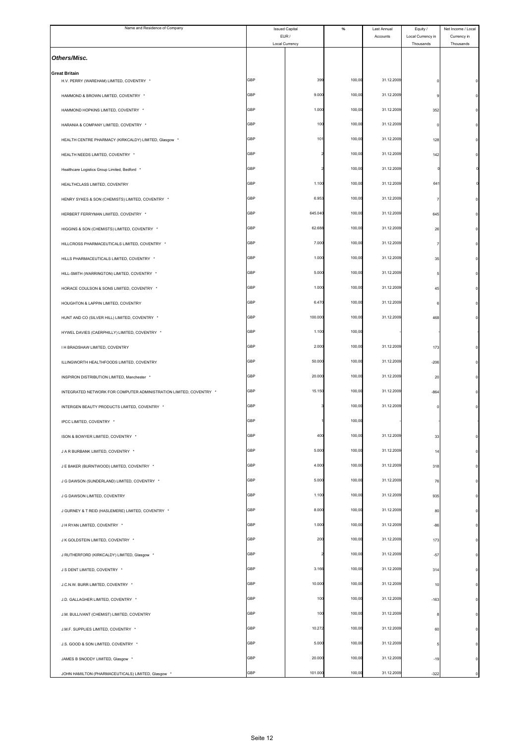| Name and Residence of Company | Issued Capital EUR / Local Currency | | % | Last Annual Accounts | Equity / Local Currency in Thousands | Net Income / Local Currency in Thousands |
|---|---|---|---|---|---|---|
| ***Others/Misc.*** | | | | | | |
| **Great Britain** | | | | | | |
| H.V. PERRY (WAREHAM) LIMITED, COVENTRY * | GBP | 399 | 100,00 | 31.12.2009 | 0 | 0 |
| HAMMOND & BROWN LIMITED, COVENTRY * | GBP | 9.000 | 100,00 | 31.12.2009 | 9 | 0 |
| HAMMOND HOPKINS LIMITED, COVENTRY * | GBP | 1.000 | 100,00 | 31.12.2009 | 352 | 0 |
| HARANIA & COMPANY LIMITED, COVENTRY * | GBP | 100 | 100,00 | 31.12.2009 | 0 | 0 |
| HEALTH CENTRE PHARMACY (KIRKCALDY) LIMITED, Glasgow * | GBP | 101 | 100,00 | 31.12.2009 | 128 | 0 |
| HEALTH NEEDS LIMITED, COVENTRY * | GBP | 2 | 100,00 | 31.12.2009 | 142 | 0 |
| Healthcare Logistics Group Limited, Bedford * | GBP | 2 | 100,00 | 31.12.2009 | 0 | 0 |
| HEALTHCLASS LIMITED, COVENTRY | GBP | 1.100 | 100,00 | 31.12.2009 | 641 | 0 |
| HENRY SYKES & SON (CHEMISTS) LIMITED, COVENTRY * | GBP | 6.953 | 100,00 | 31.12.2009 | 7 | 0 |
| HERBERT FERRYMAN LIMITED, COVENTRY * | GBP | 645.040 | 100,00 | 31.12.2009 | 645 | 0 |
| HIGGINS & SON (CHEMISTS) LIMITED, COVENTRY * | GBP | 62.688 | 100,00 | 31.12.2009 | 26 | 0 |
| HILLCROSS PHARMACEUTICALS LIMITED, COVENTRY * | GBP | 7.000 | 100,00 | 31.12.2009 | 7 | 0 |
| HILLS PHARMACEUTICALS LIMITED, COVENTRY * | GBP | 1.000 | 100,00 | 31.12.2009 | 35 | 0 |
| HILL-SMITH (WARRINGTON) LIMITED, COVENTRY * | GBP | 5.000 | 100,00 | 31.12.2009 | 5 | 0 |
| HORACE COULSON & SONS LIMITED, COVENTRY * | GBP | 1.000 | 100,00 | 31.12.2009 | 45 | 0 |
| HOUGHTON & LAPPIN LIMITED, COVENTRY | GBP | 6.470 | 100,00 | 31.12.2009 | 6 | 0 |
| HUNT AND CO (SILVER HILL) LIMITED, COVENTRY * | GBP | 100.000 | 100,00 | 31.12.2009 | 468 | 0 |
| HYWEL DAVIES (CAERPHILLY) LIMITED, COVENTRY * | GBP | 1.100 | 100,00 | - | - | - |
| I H BRADSHAW LIMITED, COVENTRY | GBP | 2.000 | 100,00 | 31.12.2009 | 173 | 0 |
| ILLINGWORTH HEALTHFOODS LIMITED, COVENTRY | GBP | 50.000 | 100,00 | 31.12.2009 | -206 | 0 |
| INSPIRON DISTRIBUTION LIMITED, Manchester * | GBP | 20.000 | 100,00 | 31.12.2009 | 20 | 0 |
| INTEGRATED NETWORK FOR COMPUTER ADMINISTRATION LIMITED, COVENTRY * | GBP | 15.150 | 100,00 | 31.12.2009 | -864 | 0 |
| INTERGEN BEAUTY PRODUCTS LIMITED, COVENTRY * | GBP | 3 | 100,00 | 31.12.2009 | 0 | 0 |
| IPCC LIMITED, COVENTRY * | GBP | 1 | 100,00 | - | - | - |
| ISON & BOWYER LIMITED, COVENTRY * | GBP | 400 | 100,00 | 31.12.2009 | 33 | 0 |
| J A R BURBANK LIMITED, COVENTRY * | GBP | 5.000 | 100,00 | 31.12.2009 | 14 | 0 |
| J E BAKER (BURNTWOOD) LIMITED, COVENTRY * | GBP | 4.000 | 100,00 | 31.12.2009 | 318 | 0 |
| J G DAWSON (SUNDERLAND) LIMITED, COVENTRY * | GBP | 5.000 | 100,00 | 31.12.2009 | 76 | 0 |
| J G DAWSON LIMITED, COVENTRY | GBP | 1.100 | 100,00 | 31.12.2009 | 935 | 0 |
| J GURNEY & T REID (HASLEMERE) LIMITED, COVENTRY * | GBP | 8.000 | 100,00 | 31.12.2009 | 80 | 0 |
| J H RYAN LIMITED, COVENTRY * | GBP | 1.000 | 100,00 | 31.12.2009 | -86 | 0 |
| J K GOLDSTEIN LIMITED, COVENTRY * | GBP | 200 | 100,00 | 31.12.2009 | 173 | 0 |
| J RUTHERFORD (KIRKCALDY) LIMITED, Glasgow * | GBP | 2 | 100,00 | 31.12.2009 | -57 | 0 |
| J S DENT LIMITED, COVENTRY * | GBP | 3.166 | 100,00 | 31.12.2009 | 314 | 0 |
| J.C.N.W. BURR LIMITED, COVENTRY * | GBP | 10.000 | 100,00 | 31.12.2009 | 10 | 0 |
| J.D. GALLAGHER LIMITED, COVENTRY * | GBP | 100 | 100,00 | 31.12.2009 | -163 | 0 |
| J.M. BULLIVANT (CHEMIST) LIMITED, COVENTRY | GBP | 100 | 100,00 | 31.12.2009 | 8 | 0 |
| J.M.F. SUPPLIES LIMITED, COVENTRY * | GBP | 10.272 | 100,00 | 31.12.2009 | 60 | 0 |
| J.S. GOOD & SON LIMITED, COVENTRY * | GBP | 5.000 | 100,00 | 31.12.2009 | 5 | 0 |
| JAMES B SNODDY LIMITED, Glasgow * | GBP | 20.000 | 100,00 | 31.12.2009 | -19 | 0 |
| JOHN HAMILTON (PHARMACEUTICALS) LIMITED, Glasgow * | GBP | 101.000 | 100,00 | 31.12.2009 | -322 | 0 |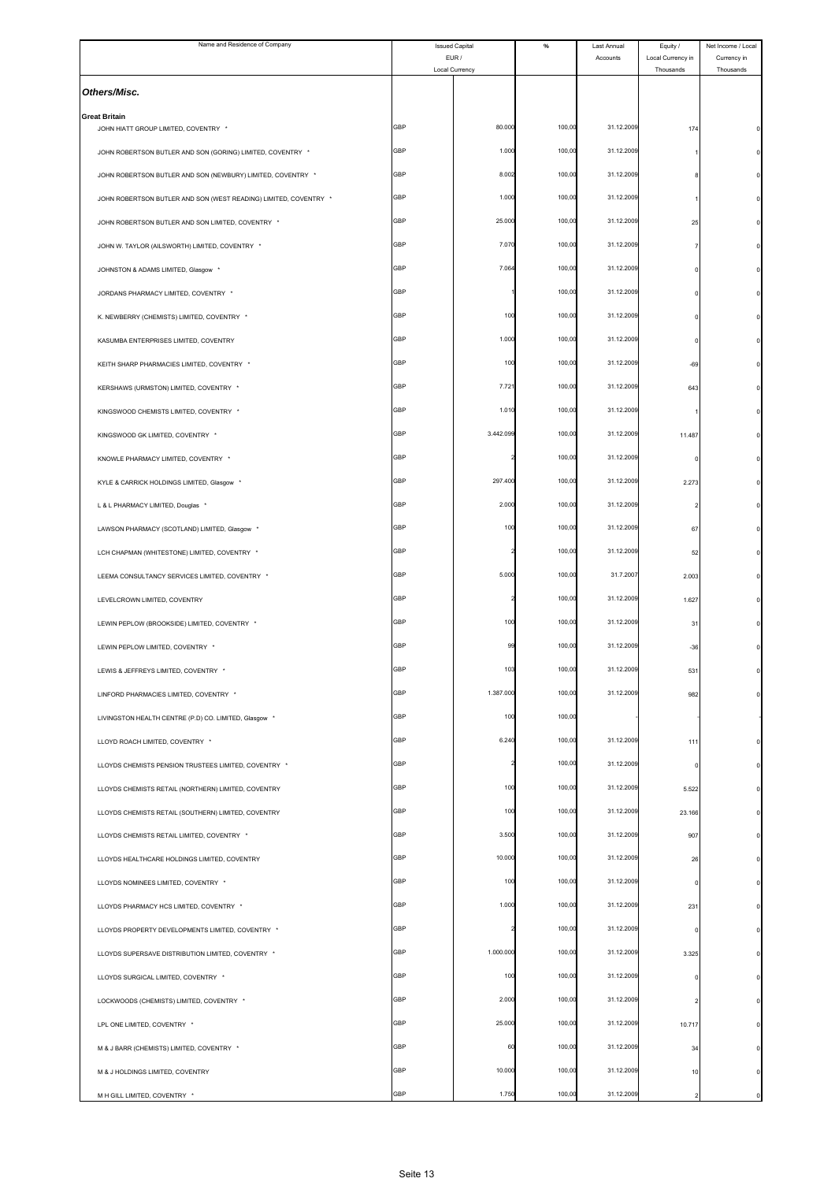| Name and Residence of Company | Issued Capital EUR / Local Currency | | % | Last Annual Accounts | Equity / Local Currency in Thousands | Net Income / Local Currency in Thousands |
|---|---|---|---|---|---|---|
| ***Others/Misc.*** | | | | | | |
| **Great Britain** | | | | | | |
| JOHN HIATT GROUP LIMITED, COVENTRY * | GBP | 80.000 | 100,00 | 31.12.2009 | 174 | 0 |
| JOHN ROBERTSON BUTLER AND SON (GORING) LIMITED, COVENTRY * | GBP | 1.000 | 100,00 | 31.12.2009 | 1 | 0 |
| JOHN ROBERTSON BUTLER AND SON (NEWBURY) LIMITED, COVENTRY * | GBP | 8.002 | 100,00 | 31.12.2009 | 8 | 0 |
| JOHN ROBERTSON BUTLER AND SON (WEST READING) LIMITED, COVENTRY * | GBP | 1.000 | 100,00 | 31.12.2009 | 1 | 0 |
| JOHN ROBERTSON BUTLER AND SON LIMITED, COVENTRY * | GBP | 25.000 | 100,00 | 31.12.2009 | 25 | 0 |
| JOHN W. TAYLOR (AILSWORTH) LIMITED, COVENTRY * | GBP | 7.070 | 100,00 | 31.12.2009 | 7 | 0 |
| JOHNSTON & ADAMS LIMITED, Glasgow * | GBP | 7.064 | 100,00 | 31.12.2009 | 0 | 0 |
| JORDANS PHARMACY LIMITED, COVENTRY * | GBP | 1 | 100,00 | 31.12.2009 | 0 | 0 |
| K. NEWBERRY (CHEMISTS) LIMITED, COVENTRY * | GBP | 100 | 100,00 | 31.12.2009 | 0 | 0 |
| KASUMBA ENTERPRISES LIMITED, COVENTRY | GBP | 1.000 | 100,00 | 31.12.2009 | 0 | 0 |
| KEITH SHARP PHARMACIES LIMITED, COVENTRY * | GBP | 100 | 100,00 | 31.12.2009 | -69 | 0 |
| KERSHAWS (URMSTON) LIMITED, COVENTRY * | GBP | 7.721 | 100,00 | 31.12.2009 | 643 | 0 |
| KINGSWOOD CHEMISTS LIMITED, COVENTRY * | GBP | 1.010 | 100,00 | 31.12.2009 | 1 | 0 |
| KINGSWOOD GK LIMITED, COVENTRY * | GBP | 3.442.099 | 100,00 | 31.12.2009 | 11.487 | 0 |
| KNOWLE PHARMACY LIMITED, COVENTRY * | GBP | 2 | 100,00 | 31.12.2009 | 0 | 0 |
| KYLE & CARRICK HOLDINGS LIMITED, Glasgow * | GBP | 297.400 | 100,00 | 31.12.2009 | 2.273 | 0 |
| L & L PHARMACY LIMITED, Douglas * | GBP | 2.000 | 100,00 | 31.12.2009 | 2 | 0 |
| LAWSON PHARMACY (SCOTLAND) LIMITED, Glasgow * | GBP | 100 | 100,00 | 31.12.2009 | 67 | 0 |
| LCH CHAPMAN (WHITESTONE) LIMITED, COVENTRY * | GBP | 2 | 100,00 | 31.12.2009 | 52 | 0 |
| LEEMA CONSULTANCY SERVICES LIMITED, COVENTRY * | GBP | 5.000 | 100,00 | 31.7.2007 | 2.003 | 0 |
| LEVELCROWN LIMITED, COVENTRY | GBP | 2 | 100,00 | 31.12.2009 | 1.627 | 0 |
| LEWIN PEPLOW (BROOKSIDE) LIMITED, COVENTRY * | GBP | 100 | 100,00 | 31.12.2009 | 31 | 0 |
| LEWIN PEPLOW LIMITED, COVENTRY * | GBP | 99 | 100,00 | 31.12.2009 | -36 | 0 |
| LEWIS & JEFFREYS LIMITED, COVENTRY * | GBP | 103 | 100,00 | 31.12.2009 | 531 | 0 |
| LINFORD PHARMACIES LIMITED, COVENTRY * | GBP | 1.387.000 | 100,00 | 31.12.2009 | 982 | 0 |
| LIVINGSTON HEALTH CENTRE (P.D) CO. LIMITED, Glasgow * | GBP | 100 | 100,00 | - | - | - |
| LLOYD ROACH LIMITED, COVENTRY * | GBP | 6.240 | 100,00 | 31.12.2009 | 111 | 0 |
| LLOYDS CHEMISTS PENSION TRUSTEES LIMITED, COVENTRY * | GBP | 2 | 100,00 | 31.12.2009 | 0 | 0 |
| LLOYDS CHEMISTS RETAIL (NORTHERN) LIMITED, COVENTRY | GBP | 100 | 100,00 | 31.12.2009 | 5.522 | 0 |
| LLOYDS CHEMISTS RETAIL (SOUTHERN) LIMITED, COVENTRY | GBP | 100 | 100,00 | 31.12.2009 | 23.166 | 0 |
| LLOYDS CHEMISTS RETAIL LIMITED, COVENTRY * | GBP | 3.500 | 100,00 | 31.12.2009 | 907 | 0 |
| LLOYDS HEALTHCARE HOLDINGS LIMITED, COVENTRY | GBP | 10.000 | 100,00 | 31.12.2009 | 26 | 0 |
| LLOYDS NOMINEES LIMITED, COVENTRY * | GBP | 100 | 100,00 | 31.12.2009 | 0 | 0 |
| LLOYDS PHARMACY HCS LIMITED, COVENTRY * | GBP | 1.000 | 100,00 | 31.12.2009 | 231 | 0 |
| LLOYDS PROPERTY DEVELOPMENTS LIMITED, COVENTRY * | GBP | 2 | 100,00 | 31.12.2009 | 0 | 0 |
| LLOYDS SUPERSAVE DISTRIBUTION LIMITED, COVENTRY * | GBP | 1.000.000 | 100,00 | 31.12.2009 | 3.325 | 0 |
| LLOYDS SURGICAL LIMITED, COVENTRY * | GBP | 100 | 100,00 | 31.12.2009 | 0 | 0 |
| LOCKWOODS (CHEMISTS) LIMITED, COVENTRY * | GBP | 2.000 | 100,00 | 31.12.2009 | 2 | 0 |
| LPL ONE LIMITED, COVENTRY * | GBP | 25.000 | 100,00 | 31.12.2009 | 10.717 | 0 |
| M & J BARR (CHEMISTS) LIMITED, COVENTRY * | GBP | 60 | 100,00 | 31.12.2009 | 34 | 0 |
| M & J HOLDINGS LIMITED, COVENTRY | GBP | 10.000 | 100,00 | 31.12.2009 | 10 | 0 |
| M H GILL LIMITED, COVENTRY * | GBP | 1.750 | 100,00 | 31.12.2009 | 2 | 0 |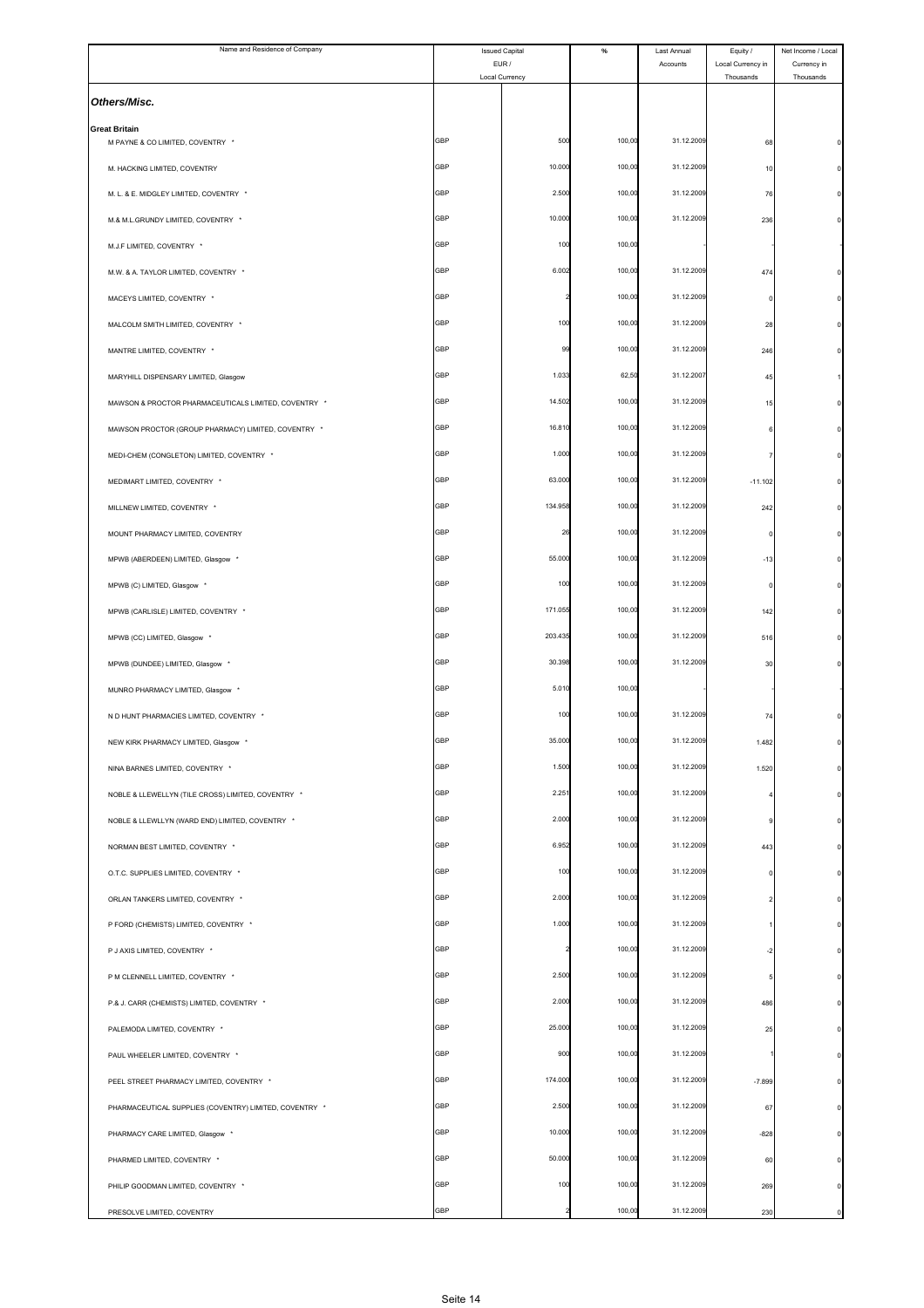| Name and Residence of Company | Issued Capital EUR / Local Currency | | % | Last Annual Accounts | Equity / Local Currency in Thousands | Net Income / Local Currency in Thousands |
|---|---|---|---|---|---|---|
| ***Others/Misc.*** | | | | | | |
| **Great Britain** | | | | | | |
| M PAYNE & CO LIMITED, COVENTRY * | GBP | 500 | 100,00 | 31.12.2009 | 68 | 0 |
| M. HACKING LIMITED, COVENTRY | GBP | 10.000 | 100,00 | 31.12.2009 | 10 | 0 |
| M. L. & E. MIDGLEY LIMITED, COVENTRY * | GBP | 2.500 | 100,00 | 31.12.2009 | 76 | 0 |
| M.& M.L.GRUNDY LIMITED, COVENTRY * | GBP | 10.000 | 100,00 | 31.12.2009 | 236 | 0 |
| M.J.F LIMITED, COVENTRY * | GBP | 100 | 100,00 | | - | - |
| M.W. & A. TAYLOR LIMITED, COVENTRY * | GBP | 6.002 | 100,00 | 31.12.2009 | 474 | 0 |
| MACEYS LIMITED, COVENTRY * | GBP | 2 | 100,00 | 31.12.2009 | 0 | 0 |
| MALCOLM SMITH LIMITED, COVENTRY * | GBP | 100 | 100,00 | 31.12.2009 | 28 | 0 |
| MANTRE LIMITED, COVENTRY * | GBP | 99 | 100,00 | 31.12.2009 | 246 | 0 |
| MARYHILL DISPENSARY LIMITED, Glasgow | GBP | 1.033 | 62,50 | 31.12.2007 | 45 | 1 |
| MAWSON & PROCTOR PHARMACEUTICALS LIMITED, COVENTRY * | GBP | 14.502 | 100,00 | 31.12.2009 | 15 | 0 |
| MAWSON PROCTOR (GROUP PHARMACY) LIMITED, COVENTRY * | GBP | 16.810 | 100,00 | 31.12.2009 | 6 | 0 |
| MEDI-CHEM (CONGLETON) LIMITED, COVENTRY * | GBP | 1.000 | 100,00 | 31.12.2009 | 7 | 0 |
| MEDIMART LIMITED, COVENTRY * | GBP | 63.000 | 100,00 | 31.12.2009 | -11.102 | 0 |
| MILLNEW LIMITED, COVENTRY * | GBP | 134.958 | 100,00 | 31.12.2009 | 242 | 0 |
| MOUNT PHARMACY LIMITED, COVENTRY | GBP | 26 | 100,00 | 31.12.2009 | 0 | 0 |
| MPWB (ABERDEEN) LIMITED, Glasgow * | GBP | 55.000 | 100,00 | 31.12.2009 | -13 | 0 |
| MPWB (C) LIMITED, Glasgow * | GBP | 100 | 100,00 | 31.12.2009 | 0 | 0 |
| MPWB (CARLISLE) LIMITED, COVENTRY * | GBP | 171.055 | 100,00 | 31.12.2009 | 142 | 0 |
| MPWB (CC) LIMITED, Glasgow * | GBP | 203.435 | 100,00 | 31.12.2009 | 516 | 0 |
| MPWB (DUNDEE) LIMITED, Glasgow * | GBP | 30.398 | 100,00 | 31.12.2009 | 30 | 0 |
| MUNRO PHARMACY LIMITED, Glasgow * | GBP | 5.010 | 100,00 | | - | - |
| N D HUNT PHARMACIES LIMITED, COVENTRY * | GBP | 100 | 100,00 | 31.12.2009 | 74 | 0 |
| NEW KIRK PHARMACY LIMITED, Glasgow * | GBP | 35.000 | 100,00 | 31.12.2009 | 1.482 | 0 |
| NINA BARNES LIMITED, COVENTRY * | GBP | 1.500 | 100,00 | 31.12.2009 | 1.520 | 0 |
| NOBLE & LLEWELLYN (TILE CROSS) LIMITED, COVENTRY * | GBP | 2.251 | 100,00 | 31.12.2009 | 4 | 0 |
| NOBLE & LLEWLLYN (WARD END) LIMITED, COVENTRY * | GBP | 2.000 | 100,00 | 31.12.2009 | 9 | 0 |
| NORMAN BEST LIMITED, COVENTRY * | GBP | 6.952 | 100,00 | 31.12.2009 | 443 | 0 |
| O.T.C. SUPPLIES LIMITED, COVENTRY * | GBP | 100 | 100,00 | 31.12.2009 | 0 | 0 |
| ORLAN TANKERS LIMITED, COVENTRY * | GBP | 2.000 | 100,00 | 31.12.2009 | 2 | 0 |
| P FORD (CHEMISTS) LIMITED, COVENTRY * | GBP | 1.000 | 100,00 | 31.12.2009 | 1 | 0 |
| P J AXIS LIMITED, COVENTRY * | GBP | 2 | 100,00 | 31.12.2009 | -2 | 0 |
| P M CLENNELL LIMITED, COVENTRY * | GBP | 2.500 | 100,00 | 31.12.2009 | 5 | 0 |
| P.& J. CARR (CHEMISTS) LIMITED, COVENTRY * | GBP | 2.000 | 100,00 | 31.12.2009 | 486 | 0 |
| PALEMODA LIMITED, COVENTRY * | GBP | 25.000 | 100,00 | 31.12.2009 | 25 | 0 |
| PAUL WHEELER LIMITED, COVENTRY * | GBP | 900 | 100,00 | 31.12.2009 | 1 | 0 |
| PEEL STREET PHARMACY LIMITED, COVENTRY * | GBP | 174.000 | 100,00 | 31.12.2009 | -7.899 | 0 |
| PHARMACEUTICAL SUPPLIES (COVENTRY) LIMITED, COVENTRY * | GBP | 2.500 | 100,00 | 31.12.2009 | 67 | 0 |
| PHARMACY CARE LIMITED, Glasgow * | GBP | 10.000 | 100,00 | 31.12.2009 | -828 | 0 |
| PHARMED LIMITED, COVENTRY * | GBP | 50.000 | 100,00 | 31.12.2009 | 60 | 0 |
| PHILIP GOODMAN LIMITED, COVENTRY * | GBP | 100 | 100,00 | 31.12.2009 | 269 | 0 |
| PRESOLVE LIMITED, COVENTRY | GBP | 2 | 100,00 | 31.12.2009 | 230 | 0 |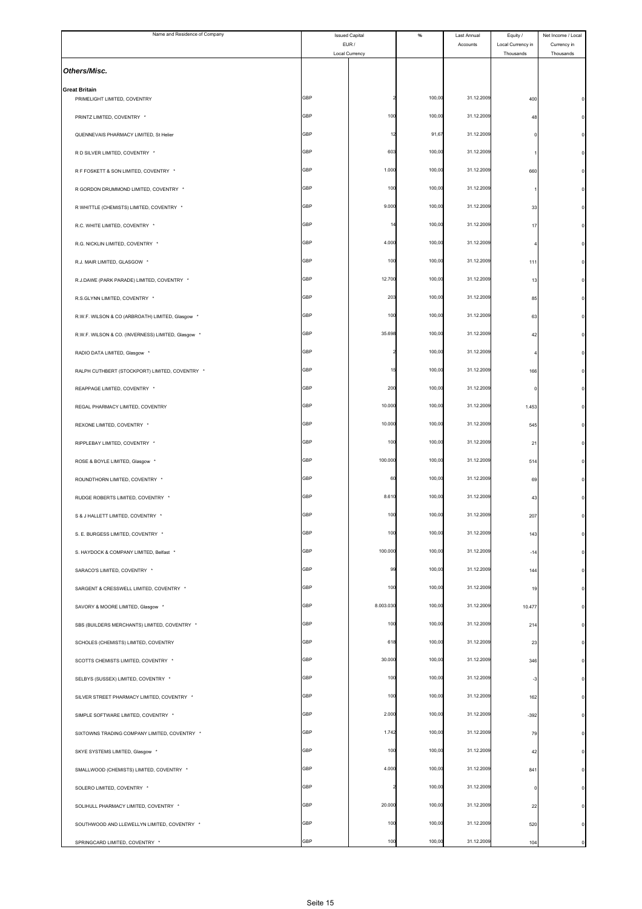| Name and Residence of Company | Issued Capital EUR / Local Currency | | % | Last Annual Accounts | Equity / Local Currency in Thousands | Net Income / Local Currency in Thousands |
|---|---|---|---|---|---|---|
| ***Others/Misc.*** | | | | | | |
| **Great Britain** | | | | | | |
| PRIMELIGHT LIMITED, COVENTRY | GBP | 2 | 100,00 | 31.12.2009 | 400 | 0 |
| PRINTZ LIMITED, COVENTRY * | GBP | 100 | 100,00 | 31.12.2009 | 48 | 0 |
| QUENNEVAIS PHARMACY LIMITED, St Helier | GBP | 12 | 91,67 | 31.12.2009 | 0 | 0 |
| R D SILVER LIMITED, COVENTRY * | GBP | 603 | 100,00 | 31.12.2009 | 1 | 0 |
| R F FOSKETT & SON LIMITED, COVENTRY * | GBP | 1.000 | 100,00 | 31.12.2009 | 660 | 0 |
| R GORDON DRUMMOND LIMITED, COVENTRY * | GBP | 100 | 100,00 | 31.12.2009 | 1 | 0 |
| R WHITTLE (CHEMISTS) LIMITED, COVENTRY * | GBP | 9.000 | 100,00 | 31.12.2009 | 33 | 0 |
| R.C. WHITE LIMITED, COVENTRY * | GBP | 14 | 100,00 | 31.12.2009 | 17 | 0 |
| R.G. NICKLIN LIMITED, COVENTRY * | GBP | 4.000 | 100,00 | 31.12.2009 | 4 | 0 |
| R.J. MAIR LIMITED, GLASGOW * | GBP | 100 | 100,00 | 31.12.2009 | 111 | 0 |
| R.J.DAWE (PARK PARADE) LIMITED, COVENTRY * | GBP | 12.700 | 100,00 | 31.12.2009 | 13 | 0 |
| R.S.GLYNN LIMITED, COVENTRY * | GBP | 203 | 100,00 | 31.12.2009 | 85 | 0 |
| R.W.F. WILSON & CO (ARBROATH) LIMITED, Glasgow * | GBP | 100 | 100,00 | 31.12.2009 | 63 | 0 |
| R.W.F. WILSON & CO. (INVERNESS) LIMITED, Glasgow * | GBP | 35.698 | 100,00 | 31.12.2009 | 42 | 0 |
| RADIO DATA LIMITED, Glasgow * | GBP | 2 | 100,00 | 31.12.2009 | 4 | 0 |
| RALPH CUTHBERT (STOCKPORT) LIMITED, COVENTRY * | GBP | 15 | 100,00 | 31.12.2009 | 166 | 0 |
| REAPPAGE LIMITED, COVENTRY * | GBP | 200 | 100,00 | 31.12.2009 | 0 | 0 |
| REGAL PHARMACY LIMITED, COVENTRY | GBP | 10.000 | 100,00 | 31.12.2009 | 1.453 | 0 |
| REXONE LIMITED, COVENTRY * | GBP | 10.000 | 100,00 | 31.12.2009 | 545 | 0 |
| RIPPLEBAY LIMITED, COVENTRY * | GBP | 100 | 100,00 | 31.12.2009 | 21 | 0 |
| ROSE & BOYLE LIMITED, Glasgow * | GBP | 100.000 | 100,00 | 31.12.2009 | 514 | 0 |
| ROUNDTHORN LIMITED, COVENTRY * | GBP | 60 | 100,00 | 31.12.2009 | 69 | 0 |
| RUDGE ROBERTS LIMITED, COVENTRY * | GBP | 8.610 | 100,00 | 31.12.2009 | 43 | 0 |
| S & J HALLETT LIMITED, COVENTRY * | GBP | 100 | 100,00 | 31.12.2009 | 207 | 0 |
| S. E. BURGESS LIMITED, COVENTRY * | GBP | 100 | 100,00 | 31.12.2009 | 143 | 0 |
| S. HAYDOCK & COMPANY LIMITED, Belfast * | GBP | 100.000 | 100,00 | 31.12.2009 | -14 | 0 |
| SARACO'S LIMITED, COVENTRY * | GBP | 99 | 100,00 | 31.12.2009 | 144 | 0 |
| SARGENT & CRESSWELL LIMITED, COVENTRY * | GBP | 100 | 100,00 | 31.12.2009 | 19 | 0 |
| SAVORY & MOORE LIMITED, Glasgow * | GBP | 8.003.030 | 100,00 | 31.12.2009 | 10.477 | 0 |
| SBS (BUILDERS MERCHANTS) LIMITED, COVENTRY * | GBP | 100 | 100,00 | 31.12.2009 | 214 | 0 |
| SCHOLES (CHEMISTS) LIMITED, COVENTRY | GBP | 618 | 100,00 | 31.12.2009 | 23 | 0 |
| SCOTTS CHEMISTS LIMITED, COVENTRY * | GBP | 30.000 | 100,00 | 31.12.2009 | 346 | 0 |
| SELBYS (SUSSEX) LIMITED, COVENTRY * | GBP | 100 | 100,00 | 31.12.2009 | -3 | 0 |
| SILVER STREET PHARMACY LIMITED, COVENTRY * | GBP | 100 | 100,00 | 31.12.2009 | 162 | 0 |
| SIMPLE SOFTWARE LIMITED, COVENTRY * | GBP | 2.000 | 100,00 | 31.12.2009 | -392 | 0 |
| SIXTOWNS TRADING COMPANY LIMITED, COVENTRY * | GBP | 1.742 | 100,00 | 31.12.2009 | 79 | 0 |
| SKYE SYSTEMS LIMITED, Glasgow * | GBP | 100 | 100,00 | 31.12.2009 | 42 | 0 |
| SMALLWOOD (CHEMISTS) LIMITED, COVENTRY * | GBP | 4.000 | 100,00 | 31.12.2009 | 841 | 0 |
| SOLERO LIMITED, COVENTRY * | GBP | 2 | 100,00 | 31.12.2009 | 0 | 0 |
| SOLIHULL PHARMACY LIMITED, COVENTRY * | GBP | 20.000 | 100,00 | 31.12.2009 | 22 | 0 |
| SOUTHWOOD AND LLEWELLYN LIMITED, COVENTRY * | GBP | 100 | 100,00 | 31.12.2009 | 520 | 0 |
| SPRINGCARD LIMITED, COVENTRY * | GBP | 100 | 100,00 | 31.12.2009 | 104 | 0 |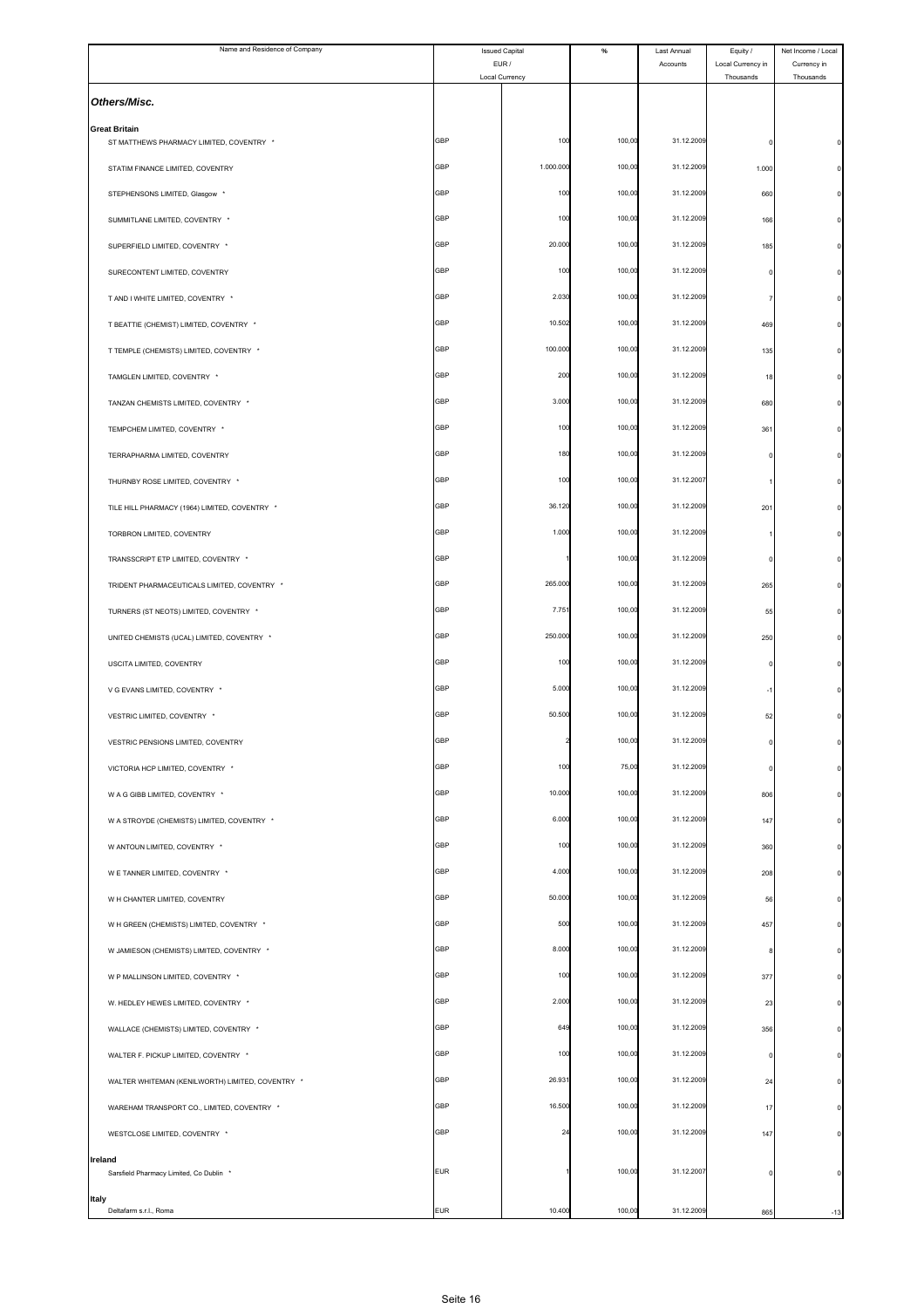| Name and Residence of Company | Issued Capital EUR / Local Currency | | % | Last Annual Accounts | Equity / Local Currency in Thousands | Net Income / Local Currency in Thousands |
|---|---|---|---|---|---|---|
| ***Others/Misc.*** | | | | | | |
| **Great Britain** | | | | | | |
| ST MATTHEWS PHARMACY LIMITED, COVENTRY * | GBP | 100 | 100,00 | 31.12.2009 | 0 | 0 |
| STATIM FINANCE LIMITED, COVENTRY | GBP | 1.000.000 | 100,00 | 31.12.2009 | 1.000 | 0 |
| STEPHENSONS LIMITED, Glasgow * | GBP | 100 | 100,00 | 31.12.2009 | 660 | 0 |
| SUMMITLANE LIMITED, COVENTRY * | GBP | 100 | 100,00 | 31.12.2009 | 166 | 0 |
| SUPERFIELD LIMITED, COVENTRY * | GBP | 20.000 | 100,00 | 31.12.2009 | 185 | 0 |
| SURECONTENT LIMITED, COVENTRY | GBP | 100 | 100,00 | 31.12.2009 | 0 | 0 |
| T AND I WHITE LIMITED, COVENTRY * | GBP | 2.030 | 100,00 | 31.12.2009 | 7 | 0 |
| T BEATTIE (CHEMIST) LIMITED, COVENTRY * | GBP | 10.502 | 100,00 | 31.12.2009 | 469 | 0 |
| T TEMPLE (CHEMISTS) LIMITED, COVENTRY * | GBP | 100.000 | 100,00 | 31.12.2009 | 135 | 0 |
| TAMGLEN LIMITED, COVENTRY * | GBP | 200 | 100,00 | 31.12.2009 | 18 | 0 |
| TANZAN CHEMISTS LIMITED, COVENTRY * | GBP | 3.000 | 100,00 | 31.12.2009 | 680 | 0 |
| TEMPCHEM LIMITED, COVENTRY * | GBP | 100 | 100,00 | 31.12.2009 | 361 | 0 |
| TERRAPHARMA LIMITED, COVENTRY | GBP | 180 | 100,00 | 31.12.2009 | 0 | 0 |
| THURNBY ROSE LIMITED, COVENTRY * | GBP | 100 | 100,00 | 31.12.2007 | 1 | 0 |
| TILE HILL PHARMACY (1964) LIMITED, COVENTRY * | GBP | 36.120 | 100,00 | 31.12.2009 | 201 | 0 |
| TORBRON LIMITED, COVENTRY | GBP | 1.000 | 100,00 | 31.12.2009 | 1 | 0 |
| TRANSSCRIPT ETP LIMITED, COVENTRY * | GBP | 1 | 100,00 | 31.12.2009 | 0 | 0 |
| TRIDENT PHARMACEUTICALS LIMITED, COVENTRY * | GBP | 265.000 | 100,00 | 31.12.2009 | 265 | 0 |
| TURNERS (ST NEOTS) LIMITED, COVENTRY * | GBP | 7.751 | 100,00 | 31.12.2009 | 55 | 0 |
| UNITED CHEMISTS (UCAL) LIMITED, COVENTRY * | GBP | 250.000 | 100,00 | 31.12.2009 | 250 | 0 |
| USCITA LIMITED, COVENTRY | GBP | 100 | 100,00 | 31.12.2009 | 0 | 0 |
| V G EVANS LIMITED, COVENTRY * | GBP | 5.000 | 100,00 | 31.12.2009 | -1 | 0 |
| VESTRIC LIMITED, COVENTRY * | GBP | 50.500 | 100,00 | 31.12.2009 | 52 | 0 |
| VESTRIC PENSIONS LIMITED, COVENTRY | GBP | 2 | 100,00 | 31.12.2009 | 0 | 0 |
| VICTORIA HCP LIMITED, COVENTRY * | GBP | 100 | 75,00 | 31.12.2009 | 0 | 0 |
| W A G GIBB LIMITED, COVENTRY * | GBP | 10.000 | 100,00 | 31.12.2009 | 806 | 0 |
| W A STROYDE (CHEMISTS) LIMITED, COVENTRY * | GBP | 6.000 | 100,00 | 31.12.2009 | 147 | 0 |
| W ANTOUN LIMITED, COVENTRY * | GBP | 100 | 100,00 | 31.12.2009 | 360 | 0 |
| W E TANNER LIMITED, COVENTRY * | GBP | 4.000 | 100,00 | 31.12.2009 | 208 | 0 |
| W H CHANTER LIMITED, COVENTRY | GBP | 50.000 | 100,00 | 31.12.2009 | 56 | 0 |
| W H GREEN (CHEMISTS) LIMITED, COVENTRY * | GBP | 500 | 100,00 | 31.12.2009 | 457 | 0 |
| W JAMIESON (CHEMISTS) LIMITED, COVENTRY * | GBP | 8.000 | 100,00 | 31.12.2009 | 8 | 0 |
| W P MALLINSON LIMITED, COVENTRY * | GBP | 100 | 100,00 | 31.12.2009 | 377 | 0 |
| W. HEDLEY HEWES LIMITED, COVENTRY * | GBP | 2.000 | 100,00 | 31.12.2009 | 23 | 0 |
| WALLACE (CHEMISTS) LIMITED, COVENTRY * | GBP | 649 | 100,00 | 31.12.2009 | 356 | 0 |
| WALTER F. PICKUP LIMITED, COVENTRY * | GBP | 100 | 100,00 | 31.12.2009 | 0 | 0 |
| WALTER WHITEMAN (KENILWORTH) LIMITED, COVENTRY * | GBP | 26.931 | 100,00 | 31.12.2009 | 24 | 0 |
| WAREHAM TRANSPORT CO., LIMITED, COVENTRY * | GBP | 16.500 | 100,00 | 31.12.2009 | 17 | 0 |
| WESTCLOSE LIMITED, COVENTRY * | GBP | 24 | 100,00 | 31.12.2009 | 147 | 0 |
| **Ireland** | | | | | | |
| Sarsfield Pharmacy Limited, Co Dublin * | EUR | 1 | 100,00 | 31.12.2007 | 0 | 0 |
| **Italy** | | | | | | |
| Deltafarm s.r.l., Roma | EUR | 10.400 | 100,00 | 31.12.2009 | 865 | -13 |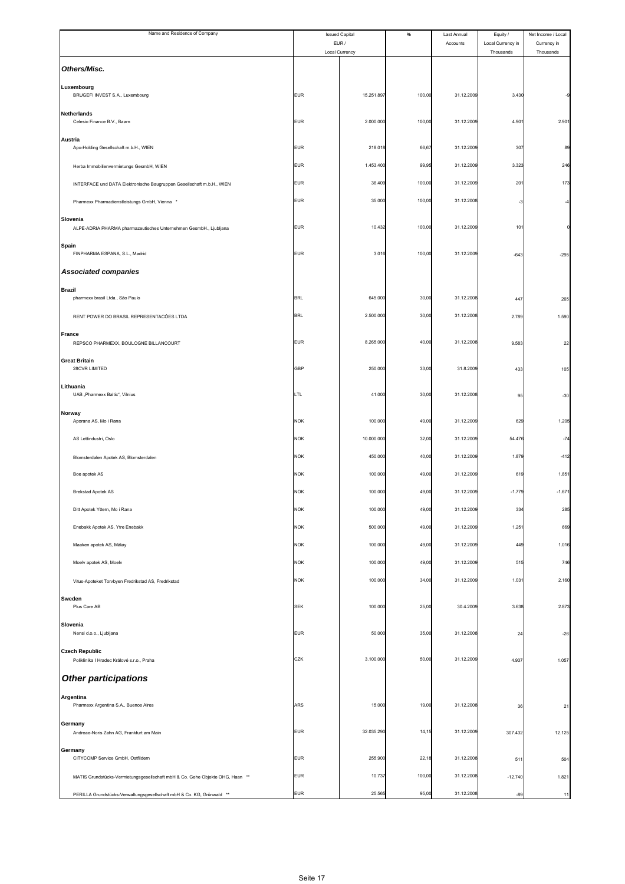| Name and Residence of Company | Issued Capital EUR / Local Currency | | % | Last Annual Accounts | Equity / Local Currency in Thousands | Net Income / Local Currency in Thousands |
|---|---|---|---|---|---|---|
| ***Others/Misc.*** | | | | | | |
| **Luxembourg** | | | | | | |
| BRUGEFI INVEST S.A., Luxembourg | EUR | 15.251.897 | 100,00 | 31.12.2009 | 3.430 | -9 |
| **Netherlands** | | | | | | |
| Celesio Finance B.V., Baarn | EUR | 2.000.000 | 100,00 | 31.12.2009 | 4.901 | 2.901 |
| **Austria** | | | | | | |
| Apo-Holding Gesellschaft m.b.H., WIEN | EUR | 218.018 | 66,67 | 31.12.2009 | 307 | 89 |
| Herba Immobilienvermietungs GesmbH, WIEN | EUR | 1.453.400 | 99,95 | 31.12.2009 | 3.323 | 246 |
| INTERFACE und DATA Elektronische Baugruppen Gesellschaft m.b.H., WIEN | EUR | 36.409 | 100,00 | 31.12.2009 | 201 | 173 |
| Pharmexx Pharmadienstleistungs GmbH, Vienna * | EUR | 35.000 | 100,00 | 31.12.2008 | -3 | -4 |
| **Slovenia** | | | | | | |
| ALPE-ADRIA PHARMA pharmazeutisches Unternehmen GesmbH., Ljubljana | EUR | 10.432 | 100,00 | 31.12.2009 | 101 | 0 |
| **Spain** | | | | | | |
| FINPHARMA ESPANA, S.L., Madrid | EUR | 3.016 | 100,00 | 31.12.2009 | -643 | -295 |
| ***Associated companies*** | | | | | | |
| **Brazil** | | | | | | |
| pharmexx brasil Ltda., São Paulo | BRL | 645.000 | 30,00 | 31.12.2008 | 447 | 265 |
| RENT POWER DO BRASIL REPRESENTACÕES LTDA | BRL | 2.500.000 | 30,00 | 31.12.2008 | 2.789 | 1.590 |
| **France** | | | | | | |
| REPSCO PHARMEXX, BOULOGNE BILLANCOURT | EUR | 8.265.000 | 40,00 | 31.12.2008 | 9.583 | 22 |
| **Great Britain** | | | | | | |
| 28CVR LIMITED | GBP | 250.000 | 33,00 | 31.8.2009 | 433 | 105 |
| **Lithuania** | | | | | | |
| UAB „Pharmexx Baltic", Vilnius | LTL | 41.000 | 30,00 | 31.12.2008 | 95 | -30 |
| **Norway** | | | | | | |
| Aporana AS, Mo i Rana | NOK | 100.000 | 49,00 | 31.12.2009 | 629 | 1.205 |
| AS Lettindustri, Oslo | NOK | 10.000.000 | 32,00 | 31.12.2009 | 54.476 | -74 |
| Blomsterdalen Apotek AS, Blomsterdalen | NOK | 450.000 | 40,00 | 31.12.2009 | 1.879 | -412 |
| Boe apotek AS | NOK | 100.000 | 49,00 | 31.12.2009 | 619 | 1.851 |
| Brekstad Apotek AS | NOK | 100.000 | 49,00 | 31.12.2009 | -1.779 | -1.671 |
| Ditt Apotek Yttern, Mo i Rana | NOK | 100.000 | 49,00 | 31.12.2009 | 334 | 285 |
| Enebakk Apotek AS, Ytre Enebakk | NOK | 500.000 | 49,00 | 31.12.2009 | 1.251 | 669 |
| Maaken apotek AS, Måløy | NOK | 100.000 | 49,00 | 31.12.2009 | 449 | 1.016 |
| Moelv apotek AS, Moelv | NOK | 100.000 | 49,00 | 31.12.2009 | 515 | 746 |
| Vitus-Apoteket Torvbyen Fredrikstad AS, Fredrikstad | NOK | 100.000 | 34,00 | 31.12.2009 | 1.031 | 2.160 |
| **Sweden** | | | | | | |
| Plus Care AB | SEK | 100.000 | 25,00 | 30.4.2009 | 3.638 | 2.873 |
| **Slovenia** | | | | | | |
| Nensi d.o.o., Ljubljana | EUR | 50.000 | 35,00 | 31.12.2008 | 24 | -26 |
| **Czech Republic** | | | | | | |
| Poliklinika I Hradec Králové s.r.o., Praha | CZK | 3.100.000 | 50,00 | 31.12.2009 | 4.937 | 1.057 |
| ***Other participations*** | | | | | | |
| **Argentina** | | | | | | |
| Pharmexx Argentina S.A., Buenos Aires | ARS | 15.000 | 19,00 | 31.12.2008 | 36 | 21 |
| **Germany** | | | | | | |
| Andreae-Noris Zahn AG, Frankfurt am Main | EUR | 32 035.290 | 14,15 | 31.12.2009 | 307.432 | 12.125 |
| **Germany** | | | | | | |
| CITYCOMP Service GmbH, Ostfildern | EUR | 255.900 | 22,18 | 31.12.2008 | 511 | 504 |
| MATIS Grundstücks-Vermietungsgesellschaft mbH & Co. Gehe Objekte OHG, Haan ** | EUR | 10.737 | 100,00 | 31.12.2008 | -12.740 | 1.821 |
| PERILLA Grundstücks-Verwaltungsgesellschaft mbH & Co. KG, Grünwald ** | EUR | 25.565 | 95,00 | 31.12.2008 | -89 | 11 |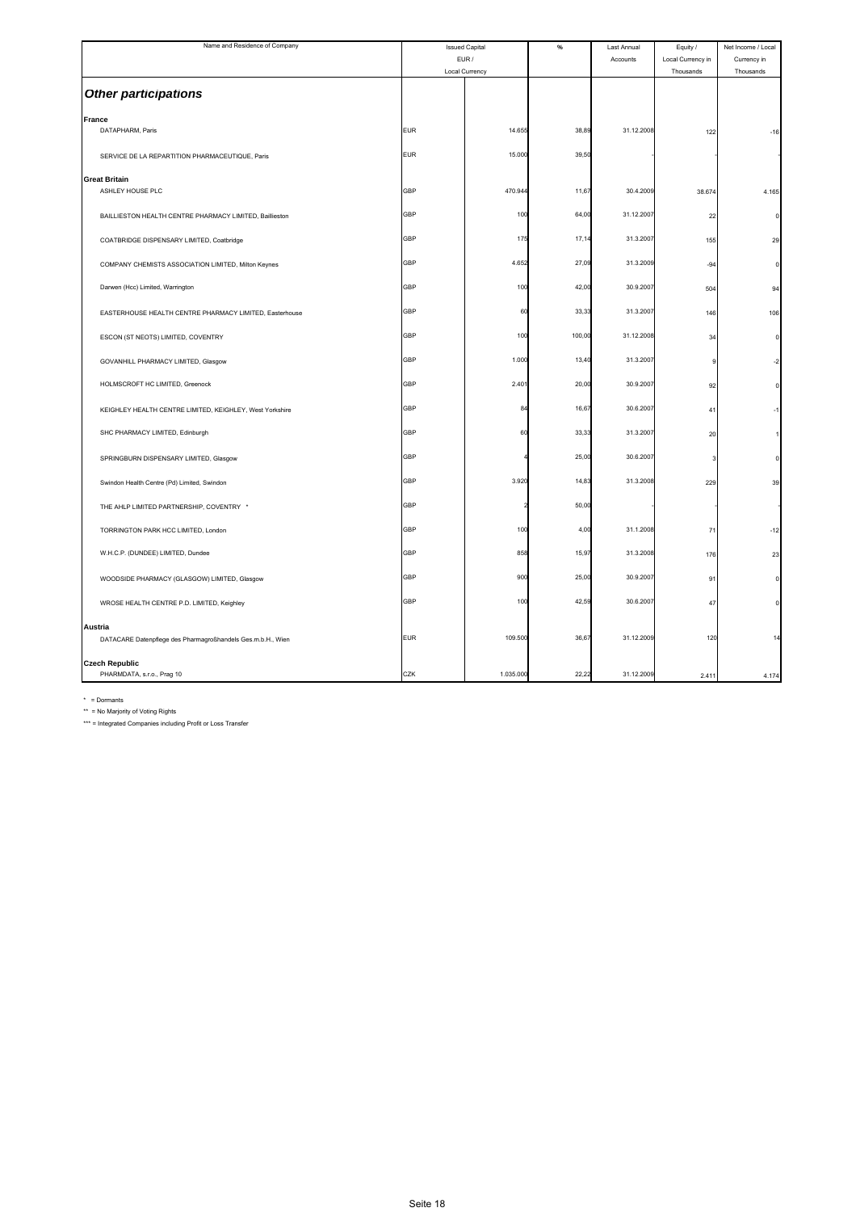| Name and Residence of Company | Issued Capital EUR / Local Currency | | % | Last Annual Accounts | Equity / Local Currency in Thousands | Net Income / Local Currency in Thousands |
|---|---|---|---|---|---|---|
| ***Other participations*** | | | | | | |
| **France** | | | | | | |
| DATAPHARM, Paris | EUR | 14.655 | 38,89 | 31.12.2008 | 122 | -16 |
| SERVICE DE LA REPARTITION PHARMACEUTIQUE, Paris | EUR | 15.000 | 39,50 | | - | - |
| **Great Britain** | | | | | | |
| ASHLEY HOUSE PLC | GBP | 470.944 | 11,67 | 30.4.2009 | 38.674 | 4.165 |
| BAILLIESTON HEALTH CENTRE PHARMACY LIMITED, Baillieston | GBP | 100 | 64,00 | 31.12.2007 | 22 | 0 |
| COATBRIDGE DISPENSARY LIMITED, Coatbridge | GBP | 175 | 17,14 | 31.3.2007 | 155 | 29 |
| COMPANY CHEMISTS ASSOCIATION LIMITED, Milton Keynes | GBP | 4.652 | 27,09 | 31.3.2009 | -94 | 0 |
| Darwen (Hcc) Limited, Warrington | GBP | 100 | 42,00 | 30.9.2007 | 504 | 94 |
| EASTERHOUSE HEALTH CENTRE PHARMACY LIMITED, Easterhouse | GBP | 60 | 33,33 | 31.3.2007 | 146 | 106 |
| ESCON (ST NEOTS) LIMITED, COVENTRY | GBP | 100 | 100,00 | 31.12.2008 | 34 | 0 |
| GOVANHILL PHARMACY LIMITED, Glasgow | GBP | 1.000 | 13,40 | 31.3.2007 | 9 | -2 |
| HOLMSCROFT HC LIMITED, Greenock | GBP | 2.401 | 20,00 | 30.9.2007 | 92 | 0 |
| KEIGHLEY HEALTH CENTRE LIMITED, KEIGHLEY, West Yorkshire | GBP | 84 | 16,67 | 30.6.2007 | 41 | -1 |
| SHC PHARMACY LIMITED, Edinburgh | GBP | 60 | 33,33 | 31.3.2007 | 20 | 1 |
| SPRINGBURN DISPENSARY LIMITED, Glasgow | GBP | 4 | 25,00 | 30.6.2007 | 3 | 0 |
| Swindon Health Centre (Pd) Limited, Swindon | GBP | 3.920 | 14,83 | 31.3.2008 | 229 | 39 |
| THE AHLP LIMITED PARTNERSHIP, COVENTRY * | GBP | 2 | 50,00 | | - | - |
| TORRINGTON PARK HCC LIMITED, London | GBP | 100 | 4,00 | 31.1.2008 | 71 | -12 |
| W.H.C.P. (DUNDEE) LIMITED, Dundee | GBP | 858 | 15,97 | 31.3.2008 | 176 | 23 |
| WOODSIDE PHARMACY (GLASGOW) LIMITED, Glasgow | GBP | 900 | 25,00 | 30.9.2007 | 91 | 0 |
| WROSE HEALTH CENTRE P.D. LIMITED, Keighley | GBP | 100 | 42,59 | 30.6.2007 | 47 | 0 |
| **Austria** | | | | | | |
| DATACARE Datenpflege des Pharmagroßhandels Ges.m.b.H., Wien | EUR | 109.500 | 36,67 | 31.12.2009 | 120 | 14 |
| **Czech Republic** | | | | | | |
| PHARMDATA, s.r.o., Prag 10 | CZK | 1.035.000 | 22,22 | 31.12.2009 | 2.411 | 4.174 |

* = Dormants

** = No Marjority of Voting Rights

*** = Integrated Companies including Profit or Loss Transfer